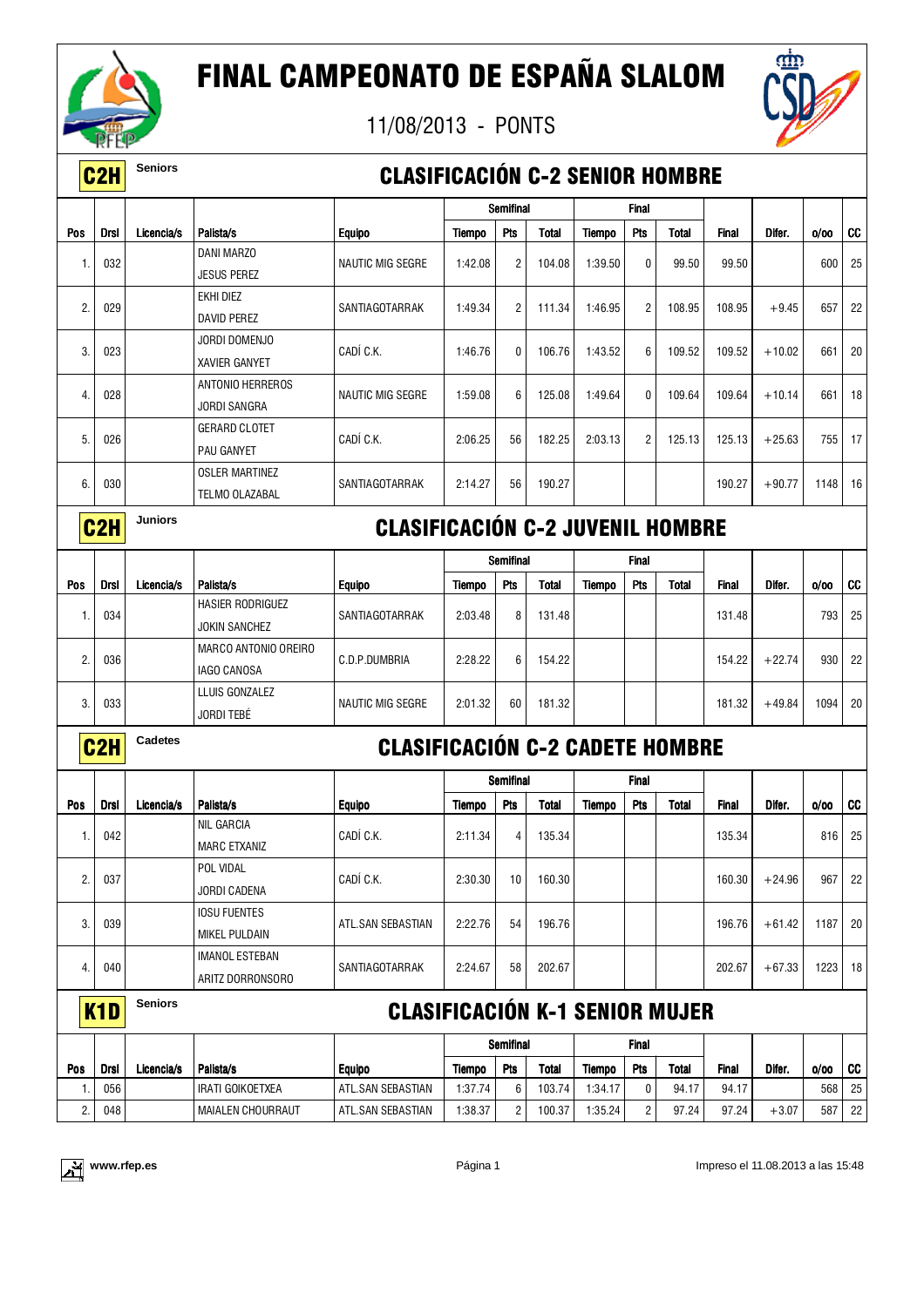# FINAL CAMPEONATO DE ESPAÑA SLALOM

11/08/2013 - PONTS

## C2H Seniors — CLASIFICACIÓN C-2 SENIOR HOMBRE

| | | | | | Semifinal | | | Final | | | | | | |
|---|---|---|---|---|---|---|---|---|---|---|---|---|---|---|
| Pos | Drsl | Licencia/s | Palista/s | Equipo | Tiempo | Pts | Total | Tiempo | Pts | Total | Final | Difer. | o/oo | CC |
| 1. | 032 | | DANI MARZO<br>JESUS PEREZ | NAUTIC MIG SEGRE | 1:42.08 | 2 | 104.08 | 1:39.50 | 0 | 99.50 | 99.50 | | 600 | 25 |
| 2. | 029 | | EKHI DIEZ<br>DAVID PEREZ | SANTIAGOTARRAK | 1:49.34 | 2 | 111.34 | 1:46.95 | 2 | 108.95 | 108.95 | +9.45 | 657 | 22 |
| 3. | 023 | | JORDI DOMENJO<br>XAVIER GANYET | CADÍ C.K. | 1:46.76 | 0 | 106.76 | 1:43.52 | 6 | 109.52 | 109.52 | +10.02 | 661 | 20 |
| 4. | 028 | | ANTONIO HERREROS<br>JORDI SANGRA | NAUTIC MIG SEGRE | 1:59.08 | 6 | 125.08 | 1:49.64 | 0 | 109.64 | 109.64 | +10.14 | 661 | 18 |
| 5. | 026 | | GERARD CLOTET<br>PAU GANYET | CADÍ C.K. | 2:06.25 | 56 | 182.25 | 2:03.13 | 2 | 125.13 | 125.13 | +25.63 | 755 | 17 |
| 6. | 030 | | OSLER MARTINEZ<br>TELMO OLAZABAL | SANTIAGOTARRAK | 2:14.27 | 56 | 190.27 | | | | 190.27 | +90.77 | 1148 | 16 |

## C2H Juniors — CLASIFICACIÓN C-2 JUVENIL HOMBRE

| | | | | | Semifinal | | | Final | | | | | | |
|---|---|---|---|---|---|---|---|---|---|---|---|---|---|---|
| Pos | Drsl | Licencia/s | Palista/s | Equipo | Tiempo | Pts | Total | Tiempo | Pts | Total | Final | Difer. | o/oo | CC |
| 1. | 034 | | HASIER RODRIGUEZ<br>JOKIN SANCHEZ | SANTIAGOTARRAK | 2:03.48 | 8 | 131.48 | | | | 131.48 | | 793 | 25 |
| 2. | 036 | | MARCO ANTONIO OREIRO<br>IAGO CANOSA | C.D.P.DUMBRIA | 2:28.22 | 6 | 154.22 | | | | 154.22 | +22.74 | 930 | 22 |
| 3. | 033 | | LLUIS GONZALEZ<br>JORDI TEBÉ | NAUTIC MIG SEGRE | 2:01.32 | 60 | 181.32 | | | | 181.32 | +49.84 | 1094 | 20 |

## C2H Cadetes — CLASIFICACIÓN C-2 CADETE HOMBRE

| | | | | | Semifinal | | | Final | | | | | | |
|---|---|---|---|---|---|---|---|---|---|---|---|---|---|---|
| Pos | Drsl | Licencia/s | Palista/s | Equipo | Tiempo | Pts | Total | Tiempo | Pts | Total | Final | Difer. | o/oo | CC |
| 1. | 042 | | NIL GARCIA<br>MARC ETXANIZ | CADÍ C.K. | 2:11.34 | 4 | 135.34 | | | | 135.34 | | 816 | 25 |
| 2. | 037 | | POL VIDAL<br>JORDI CADENA | CADÍ C.K. | 2:30.30 | 10 | 160.30 | | | | 160.30 | +24.96 | 967 | 22 |
| 3. | 039 | | IOSU FUENTES<br>MIKEL PULDAIN | ATL.SAN SEBASTIAN | 2:22.76 | 54 | 196.76 | | | | 196.76 | +61.42 | 1187 | 20 |
| 4. | 040 | | IMANOL ESTEBAN<br>ARITZ DORRONSORO | SANTIAGOTARRAK | 2:24.67 | 58 | 202.67 | | | | 202.67 | +67.33 | 1223 | 18 |

## K1D Seniors — CLASIFICACIÓN K-1 SENIOR MUJER

| | | | | | Semifinal | | | Final | | | | | | |
|---|---|---|---|---|---|---|---|---|---|---|---|---|---|---|
| Pos | Drsl | Licencia/s | Palista/s | Equipo | Tiempo | Pts | Total | Tiempo | Pts | Total | Final | Difer. | o/oo | CC |
| 1. | 056 | | IRATI GOIKOETXEA | ATL.SAN SEBASTIAN | 1:37.74 | 6 | 103.74 | 1:34.17 | 0 | 94.17 | 94.17 | | 568 | 25 |
| 2. | 048 | | MAIALEN CHOURRAUT | ATL.SAN SEBASTIAN | 1:38.37 | 2 | 100.37 | 1:35.24 | 2 | 97.24 | 97.24 | +3.07 | 587 | 22 |

www.rfep.es

Impreso el 11.08.2013 a las 15:48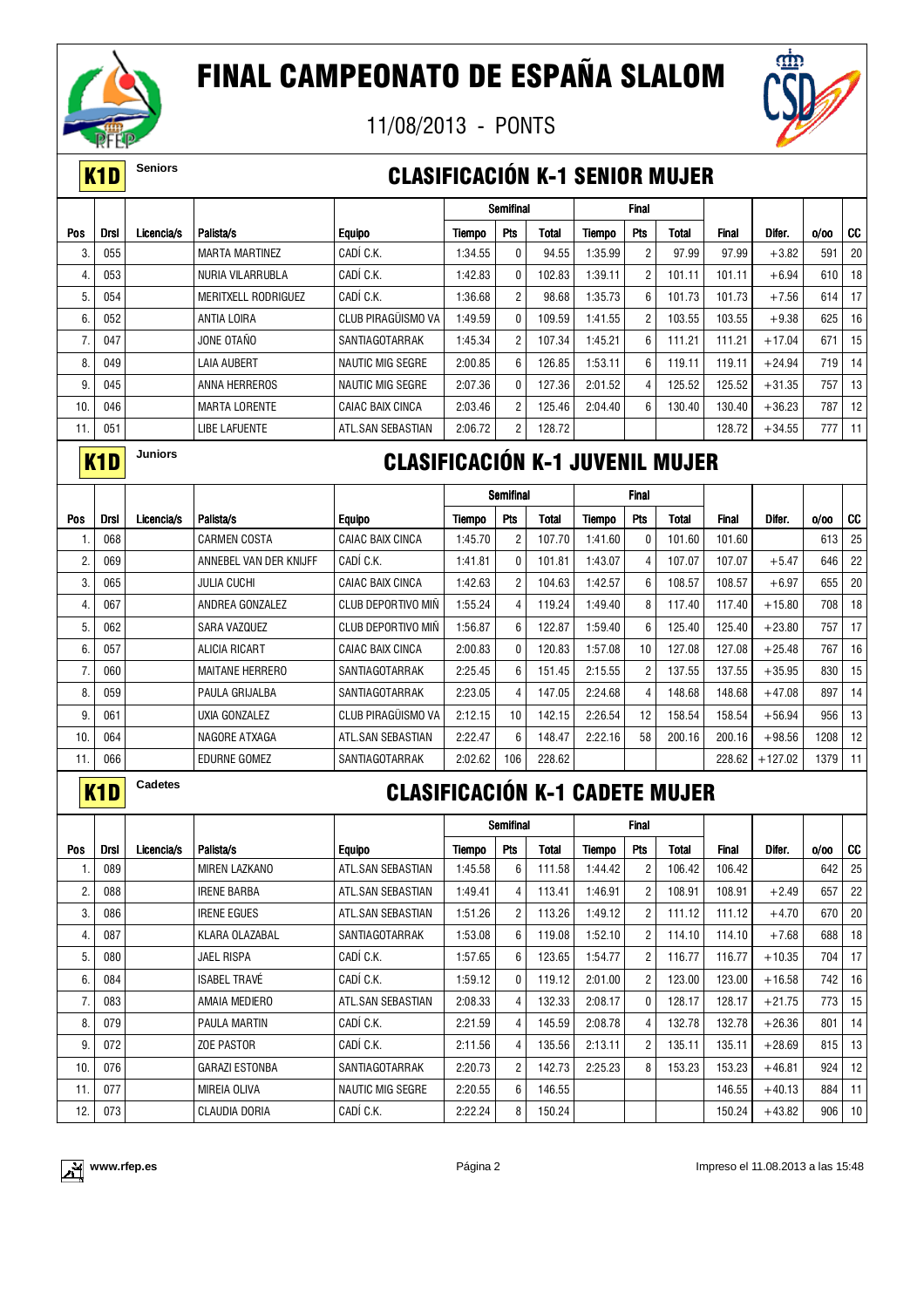# FINAL CAMPEONATO DE ESPAÑA SLALOM

11/08/2013 - PONTS

**K1D** Seniors

## CLASIFICACIÓN K-1 SENIOR MUJER

| | | | | | Semifinal | | | Final | | | | | | |
|---|---|---|---|---|---|---|---|---|---|---|---|---|---|---|
| Pos | Drsl | Licencia/s | Palista/s | Equipo | Tiempo | Pts | Total | Tiempo | Pts | Total | Final | Difer. | o/oo | CC |
| 3. | 055 | | MARTA MARTINEZ | CADÍ C.K. | 1:34.55 | 0 | 94.55 | 1:35.99 | 2 | 97.99 | 97.99 | +3.82 | 591 | 20 |
| 4. | 053 | | NURIA VILARRUBLA | CADÍ C.K. | 1:42.83 | 0 | 102.83 | 1:39.11 | 2 | 101.11 | 101.11 | +6.94 | 610 | 18 |
| 5. | 054 | | MERITXELL RODRIGUEZ | CADÍ C.K. | 1:36.68 | 2 | 98.68 | 1:35.73 | 6 | 101.73 | 101.73 | +7.56 | 614 | 17 |
| 6. | 052 | | ANTIA LOIRA | CLUB PIRAGÜISMO VA | 1:49.59 | 0 | 109.59 | 1:41.55 | 2 | 103.55 | 103.55 | +9.38 | 625 | 16 |
| 7. | 047 | | JONE OTAÑO | SANTIAGOTARRAK | 1:45.34 | 2 | 107.34 | 1:45.21 | 6 | 111.21 | 111.21 | +17.04 | 671 | 15 |
| 8. | 049 | | LAIA AUBERT | NAUTIC MIG SEGRE | 2:00.85 | 6 | 126.85 | 1:53.11 | 6 | 119.11 | 119.11 | +24.94 | 719 | 14 |
| 9. | 045 | | ANNA HERREROS | NAUTIC MIG SEGRE | 2:07.36 | 0 | 127.36 | 2:01.52 | 4 | 125.52 | 125.52 | +31.35 | 757 | 13 |
| 10. | 046 | | MARTA LORENTE | CAIAC BAIX CINCA | 2:03.46 | 2 | 125.46 | 2:04.40 | 6 | 130.40 | 130.40 | +36.23 | 787 | 12 |
| 11. | 051 | | LIBE LAFUENTE | ATL.SAN SEBASTIAN | 2:06.72 | 2 | 128.72 | | | | 128.72 | +34.55 | 777 | 11 |

**K1D** Juniors

## CLASIFICACIÓN K-1 JUVENIL MUJER

| | | | | | Semifinal | | | Final | | | | | | |
|---|---|---|---|---|---|---|---|---|---|---|---|---|---|---|
| Pos | Drsl | Licencia/s | Palista/s | Equipo | Tiempo | Pts | Total | Tiempo | Pts | Total | Final | Difer. | o/oo | CC |
| 1. | 068 | | CARMEN COSTA | CAIAC BAIX CINCA | 1:45.70 | 2 | 107.70 | 1:41.60 | 0 | 101.60 | 101.60 | | 613 | 25 |
| 2. | 069 | | ANNEBEL VAN DER KNIJFF | CADÍ C.K. | 1:41.81 | 0 | 101.81 | 1:43.07 | 4 | 107.07 | 107.07 | +5.47 | 646 | 22 |
| 3. | 065 | | JULIA CUCHI | CAIAC BAIX CINCA | 1:42.63 | 2 | 104.63 | 1:42.57 | 6 | 108.57 | 108.57 | +6.97 | 655 | 20 |
| 4. | 067 | | ANDREA GONZALEZ | CLUB DEPORTIVO MIÑ | 1:55.24 | 4 | 119.24 | 1:49.40 | 8 | 117.40 | 117.40 | +15.80 | 708 | 18 |
| 5. | 062 | | SARA VAZQUEZ | CLUB DEPORTIVO MIÑ | 1:56.87 | 6 | 122.87 | 1:59.40 | 6 | 125.40 | 125.40 | +23.80 | 757 | 17 |
| 6. | 057 | | ALICIA RICART | CAIAC BAIX CINCA | 2:00.83 | 0 | 120.83 | 1:57.08 | 10 | 127.08 | 127.08 | +25.48 | 767 | 16 |
| 7. | 060 | | MAITANE HERRERO | SANTIAGOTARRAK | 2:25.45 | 6 | 151.45 | 2:15.55 | 2 | 137.55 | 137.55 | +35.95 | 830 | 15 |
| 8. | 059 | | PAULA GRIJALBA | SANTIAGOTARRAK | 2:23.05 | 4 | 147.05 | 2:24.68 | 4 | 148.68 | 148.68 | +47.08 | 897 | 14 |
| 9. | 061 | | UXIA GONZALEZ | CLUB PIRAGÜISMO VA | 2:12.15 | 10 | 142.15 | 2:26.54 | 12 | 158.54 | 158.54 | +56.94 | 956 | 13 |
| 10. | 064 | | NAGORE ATXAGA | ATL.SAN SEBASTIAN | 2:22.47 | 6 | 148.47 | 2:22.16 | 58 | 200.16 | 200.16 | +98.56 | 1208 | 12 |
| 11. | 066 | | EDURNE GOMEZ | SANTIAGOTARRAK | 2:02.62 | 106 | 228.62 | | | | 228.62 | +127.02 | 1379 | 11 |

**K1D** Cadetes

## CLASIFICACIÓN K-1 CADETE MUJER

| | | | | | Semifinal | | | Final | | | | | | |
|---|---|---|---|---|---|---|---|---|---|---|---|---|---|---|
| Pos | Drsl | Licencia/s | Palista/s | Equipo | Tiempo | Pts | Total | Tiempo | Pts | Total | Final | Difer. | o/oo | CC |
| 1. | 089 | | MIREN LAZKANO | ATL.SAN SEBASTIAN | 1:45.58 | 6 | 111.58 | 1:44.42 | 2 | 106.42 | 106.42 | | 642 | 25 |
| 2. | 088 | | IRENE BARBA | ATL.SAN SEBASTIAN | 1:49.41 | 4 | 113.41 | 1:46.91 | 2 | 108.91 | 108.91 | +2.49 | 657 | 22 |
| 3. | 086 | | IRENE EGUES | ATL.SAN SEBASTIAN | 1:51.26 | 2 | 113.26 | 1:49.12 | 2 | 111.12 | 111.12 | +4.70 | 670 | 20 |
| 4. | 087 | | KLARA OLAZABAL | SANTIAGOTARRAK | 1:53.08 | 6 | 119.08 | 1:52.10 | 2 | 114.10 | 114.10 | +7.68 | 688 | 18 |
| 5. | 080 | | JAEL RISPA | CADÍ C.K. | 1:57.65 | 6 | 123.65 | 1:54.77 | 2 | 116.77 | 116.77 | +10.35 | 704 | 17 |
| 6. | 084 | | ISABEL TRAVÉ | CADÍ C.K. | 1:59.12 | 0 | 119.12 | 2:01.00 | 2 | 123.00 | 123.00 | +16.58 | 742 | 16 |
| 7. | 083 | | AMAIA MEDIERO | ATL.SAN SEBASTIAN | 2:08.33 | 4 | 132.33 | 2:08.17 | 0 | 128.17 | 128.17 | +21.75 | 773 | 15 |
| 8. | 079 | | PAULA MARTIN | CADÍ C.K. | 2:21.59 | 4 | 145.59 | 2:08.78 | 4 | 132.78 | 132.78 | +26.36 | 801 | 14 |
| 9. | 072 | | ZOE PASTOR | CADÍ C.K. | 2:11.56 | 4 | 135.56 | 2:13.11 | 2 | 135.11 | 135.11 | +28.69 | 815 | 13 |
| 10. | 076 | | GARAZI ESTONBA | SANTIAGOTARRAK | 2:20.73 | 2 | 142.73 | 2:25.23 | 8 | 153.23 | 153.23 | +46.81 | 924 | 12 |
| 11. | 077 | | MIREIA OLIVA | NAUTIC MIG SEGRE | 2:20.55 | 6 | 146.55 | | | | 146.55 | +40.13 | 884 | 11 |
| 12. | 073 | | CLAUDIA DORIA | CADÍ C.K. | 2:22.24 | 8 | 150.24 | | | | 150.24 | +43.82 | 906 | 10 |

www.rfep.es — Impreso el 11.08.2013 a las 15:48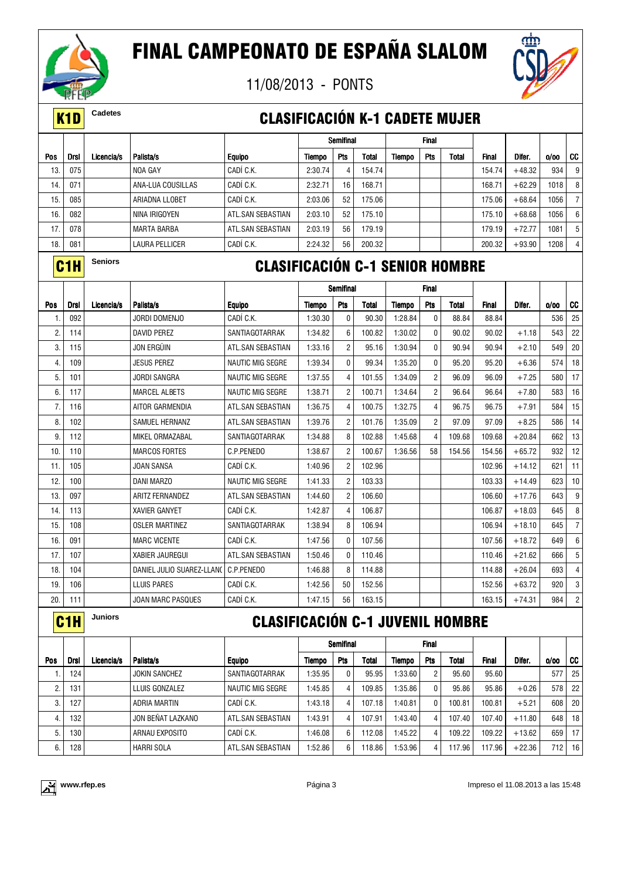# FINAL CAMPEONATO DE ESPAÑA SLALOM

11/08/2013 - PONTS

**K1D** Cadetes

## CLASIFICACIÓN K-1 CADETE MUJER

| | | | | | Semifinal | | | Final | | | | | | |
|---|---|---|---|---|---|---|---|---|---|---|---|---|---|---|
| Pos | Drsl | Licencia/s | Palista/s | Equipo | Tiempo | Pts | Total | Tiempo | Pts | Total | Final | Difer. | o/oo | CC |
| 13. | 075 | | NOA GAY | CADÍ C.K. | 2:30.74 | 4 | 154.74 | | | | 154.74 | +48.32 | 934 | 9 |
| 14. | 071 | | ANA-LUA COUSILLAS | CADÍ C.K. | 2:32.71 | 16 | 168.71 | | | | 168.71 | +62.29 | 1018 | 8 |
| 15. | 085 | | ARIADNA LLOBET | CADÍ C.K. | 2:03.06 | 52 | 175.06 | | | | 175.06 | +68.64 | 1056 | 7 |
| 16. | 082 | | NINA IRIGOYEN | ATL.SAN SEBASTIAN | 2:03.10 | 52 | 175.10 | | | | 175.10 | +68.68 | 1056 | 6 |
| 17. | 078 | | MARTA BARBA | ATL.SAN SEBASTIAN | 2:03.19 | 56 | 179.19 | | | | 179.19 | +72.77 | 1081 | 5 |
| 18. | 081 | | LAURA PELLICER | CADÍ C.K. | 2:24.32 | 56 | 200.32 | | | | 200.32 | +93.90 | 1208 | 4 |

**C1H** Seniors

## CLASIFICACIÓN C-1 SENIOR HOMBRE

| | | | | | Semifinal | | | Final | | | | | | |
|---|---|---|---|---|---|---|---|---|---|---|---|---|---|---|
| Pos | Drsl | Licencia/s | Palista/s | Equipo | Tiempo | Pts | Total | Tiempo | Pts | Total | Final | Difer. | o/oo | CC |
| 1. | 092 | | JORDI DOMENJO | CADÍ C.K. | 1:30.30 | 0 | 90.30 | 1:28.84 | 0 | 88.84 | 88.84 | | 536 | 25 |
| 2. | 114 | | DAVID PEREZ | SANTIAGOTARRAK | 1:34.82 | 6 | 100.82 | 1:30.02 | 0 | 90.02 | 90.02 | +1.18 | 543 | 22 |
| 3. | 115 | | JON ERGÜIN | ATL.SAN SEBASTIAN | 1:33.16 | 2 | 95.16 | 1:30.94 | 0 | 90.94 | 90.94 | +2.10 | 549 | 20 |
| 4. | 109 | | JESUS PEREZ | NAUTIC MIG SEGRE | 1:39.34 | 0 | 99.34 | 1:35.20 | 0 | 95.20 | 95.20 | +6.36 | 574 | 18 |
| 5. | 101 | | JORDI SANGRA | NAUTIC MIG SEGRE | 1:37.55 | 4 | 101.55 | 1:34.09 | 2 | 96.09 | 96.09 | +7.25 | 580 | 17 |
| 6. | 117 | | MARCEL ALBETS | NAUTIC MIG SEGRE | 1:38.71 | 2 | 100.71 | 1:34.64 | 2 | 96.64 | 96.64 | +7.80 | 583 | 16 |
| 7. | 116 | | AITOR GARMENDIA | ATL.SAN SEBASTIAN | 1:36.75 | 4 | 100.75 | 1:32.75 | 4 | 96.75 | 96.75 | +7.91 | 584 | 15 |
| 8. | 102 | | SAMUEL HERNANZ | ATL.SAN SEBASTIAN | 1:39.76 | 2 | 101.76 | 1:35.09 | 2 | 97.09 | 97.09 | +8.25 | 586 | 14 |
| 9. | 112 | | MIKEL ORMAZABAL | SANTIAGOTARRAK | 1:34.88 | 8 | 102.88 | 1:45.68 | 4 | 109.68 | 109.68 | +20.84 | 662 | 13 |
| 10. | 110 | | MARCOS FORTES | C.P.PENEDO | 1:38.67 | 2 | 100.67 | 1:36.56 | 58 | 154.56 | 154.56 | +65.72 | 932 | 12 |
| 11. | 105 | | JOAN SANSA | CADÍ C.K. | 1:40.96 | 2 | 102.96 | | | | 102.96 | +14.12 | 621 | 11 |
| 12. | 100 | | DANI MARZO | NAUTIC MIG SEGRE | 1:41.33 | 2 | 103.33 | | | | 103.33 | +14.49 | 623 | 10 |
| 13. | 097 | | ARITZ FERNANDEZ | ATL.SAN SEBASTIAN | 1:44.60 | 2 | 106.60 | | | | 106.60 | +17.76 | 643 | 9 |
| 14. | 113 | | XAVIER GANYET | CADÍ C.K. | 1:42.87 | 4 | 106.87 | | | | 106.87 | +18.03 | 645 | 8 |
| 15. | 108 | | OSLER MARTINEZ | SANTIAGOTARRAK | 1:38.94 | 8 | 106.94 | | | | 106.94 | +18.10 | 645 | 7 |
| 16. | 091 | | MARC VICENTE | CADÍ C.K. | 1:47.56 | 0 | 107.56 | | | | 107.56 | +18.72 | 649 | 6 |
| 17. | 107 | | XABIER JAUREGUI | ATL.SAN SEBASTIAN | 1:50.46 | 0 | 110.46 | | | | 110.46 | +21.62 | 666 | 5 |
| 18. | 104 | | DANIEL JULIO SUAREZ-LLANO | C.P.PENEDO | 1:46.88 | 8 | 114.88 | | | | 114.88 | +26.04 | 693 | 4 |
| 19. | 106 | | LLUIS PARES | CADÍ C.K. | 1:42.56 | 50 | 152.56 | | | | 152.56 | +63.72 | 920 | 3 |
| 20. | 111 | | JOAN MARC PASQUES | CADÍ C.K. | 1:47.15 | 56 | 163.15 | | | | 163.15 | +74.31 | 984 | 2 |

**C1H** Juniors

## CLASIFICACIÓN C-1 JUVENIL HOMBRE

| | | | | | Semifinal | | | Final | | | | | | |
|---|---|---|---|---|---|---|---|---|---|---|---|---|---|---|
| Pos | Drsl | Licencia/s | Palista/s | Equipo | Tiempo | Pts | Total | Tiempo | Pts | Total | Final | Difer. | o/oo | CC |
| 1. | 124 | | JOKIN SANCHEZ | SANTIAGOTARRAK | 1:35.95 | 0 | 95.95 | 1:33.60 | 2 | 95.60 | 95.60 | | 577 | 25 |
| 2. | 131 | | LLUIS GONZALEZ | NAUTIC MIG SEGRE | 1:45.85 | 4 | 109.85 | 1:35.86 | 0 | 95.86 | 95.86 | +0.26 | 578 | 22 |
| 3. | 127 | | ADRIA MARTIN | CADÍ C.K. | 1:43.18 | 4 | 107.18 | 1:40.81 | 0 | 100.81 | 100.81 | +5.21 | 608 | 20 |
| 4. | 132 | | JON BEÑAT LAZKANO | ATL.SAN SEBASTIAN | 1:43.91 | 4 | 107.91 | 1:43.40 | 4 | 107.40 | 107.40 | +11.80 | 648 | 18 |
| 5. | 130 | | ARNAU EXPOSITO | CADÍ C.K. | 1:46.08 | 6 | 112.08 | 1:45.22 | 4 | 109.22 | 109.22 | +13.62 | 659 | 17 |
| 6. | 128 | | HARRI SOLA | ATL.SAN SEBASTIAN | 1:52.86 | 6 | 118.86 | 1:53.96 | 4 | 117.96 | 117.96 | +22.36 | 712 | 16 |

www.rfep.es — Impreso el 11.08.2013 a las 15:48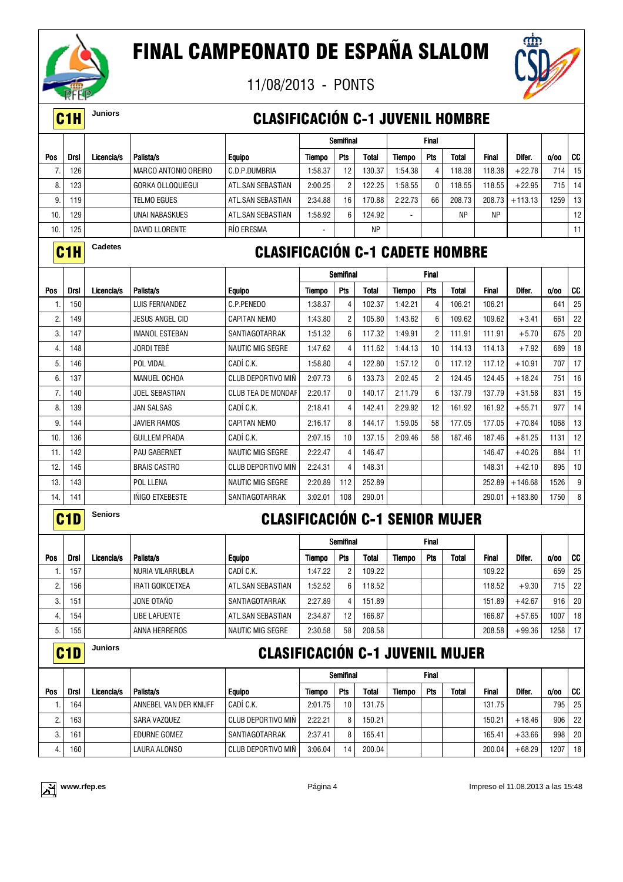# FINAL CAMPEONATO DE ESPAÑA SLALOM

11/08/2013 - PONTS

## C1H Juniors — CLASIFICACIÓN C-1 JUVENIL HOMBRE

| | | | | | Semifinal | | | Final | | | | | | |
|---|---|---|---|---|---|---|---|---|---|---|---|---|---|---|
| Pos | Drsl | Licencia/s | Palista/s | Equipo | Tiempo | Pts | Total | Tiempo | Pts | Total | Final | Difer. | o/oo | CC |
| 7. | 126 | | MARCO ANTONIO OREIRO | C.D.P.DUMBRIA | 1:58.37 | 12 | 130.37 | 1:54.38 | 4 | 118.38 | 118.38 | +22.78 | 714 | 15 |
| 8. | 123 | | GORKA OLLOQUIEGUI | ATL.SAN SEBASTIAN | 2:00.25 | 2 | 122.25 | 1:58.55 | 0 | 118.55 | 118.55 | +22.95 | 715 | 14 |
| 9. | 119 | | TELMO EGUES | ATL.SAN SEBASTIAN | 2:34.88 | 16 | 170.88 | 2:22.73 | 66 | 208.73 | 208.73 | +113.13 | 1259 | 13 |
| 10. | 129 | | UNAI NABASKUES | ATL.SAN SEBASTIAN | 1:58.92 | 6 | 124.92 | - | | NP | NP | | | 12 |
| 10. | 125 | | DAVID LLORENTE | RÍO ERESMA | - | | NP | | | | | | | 11 |

## C1H Cadetes — CLASIFICACIÓN C-1 CADETE HOMBRE

| | | | | | Semifinal | | | Final | | | | | | |
|---|---|---|---|---|---|---|---|---|---|---|---|---|---|---|
| Pos | Drsl | Licencia/s | Palista/s | Equipo | Tiempo | Pts | Total | Tiempo | Pts | Total | Final | Difer. | o/oo | CC |
| 1. | 150 | | LUIS FERNANDEZ | C.P.PENEDO | 1:38.37 | 4 | 102.37 | 1:42.21 | 4 | 106.21 | 106.21 | | 641 | 25 |
| 2. | 149 | | JESUS ANGEL CID | CAPITAN NEMO | 1:43.80 | 2 | 105.80 | 1:43.62 | 6 | 109.62 | 109.62 | +3.41 | 661 | 22 |
| 3. | 147 | | IMANOL ESTEBAN | SANTIAGOTARRAK | 1:51.32 | 6 | 117.32 | 1:49.91 | 2 | 111.91 | 111.91 | +5.70 | 675 | 20 |
| 4. | 148 | | JORDI TEBÉ | NAUTIC MIG SEGRE | 1:47.62 | 4 | 111.62 | 1:44.13 | 10 | 114.13 | 114.13 | +7.92 | 689 | 18 |
| 5. | 146 | | POL VIDAL | CADÍ C.K. | 1:58.80 | 4 | 122.80 | 1:57.12 | 0 | 117.12 | 117.12 | +10.91 | 707 | 17 |
| 6. | 137 | | MANUEL OCHOA | CLUB DEPORTIVO MIÑ | 2:07.73 | 6 | 133.73 | 2:02.45 | 2 | 124.45 | 124.45 | +18.24 | 751 | 16 |
| 7. | 140 | | JOEL SEBASTIAN | CLUB TEA DE MONDAF | 2:20.17 | 0 | 140.17 | 2:11.79 | 6 | 137.79 | 137.79 | +31.58 | 831 | 15 |
| 8. | 139 | | JAN SALSAS | CADÍ C.K. | 2:18.41 | 4 | 142.41 | 2:29.92 | 12 | 161.92 | 161.92 | +55.71 | 977 | 14 |
| 9. | 144 | | JAVIER RAMOS | CAPITAN NEMO | 2:16.17 | 8 | 144.17 | 1:59.05 | 58 | 177.05 | 177.05 | +70.84 | 1068 | 13 |
| 10. | 136 | | GUILLEM PRADA | CADÍ C.K. | 2:07.15 | 10 | 137.15 | 2:09.46 | 58 | 187.46 | 187.46 | +81.25 | 1131 | 12 |
| 11. | 142 | | PAU GABERNET | NAUTIC MIG SEGRE | 2:22.47 | 4 | 146.47 | | | | 146.47 | +40.26 | 884 | 11 |
| 12. | 145 | | BRAIS CASTRO | CLUB DEPORTIVO MIÑ | 2:24.31 | 4 | 148.31 | | | | 148.31 | +42.10 | 895 | 10 |
| 13. | 143 | | POL LLENA | NAUTIC MIG SEGRE | 2:20.89 | 112 | 252.89 | | | | 252.89 | +146.68 | 1526 | 9 |
| 14. | 141 | | IÑIGO ETXEBESTE | SANTIAGOTARRAK | 3:02.01 | 108 | 290.01 | | | | 290.01 | +183.80 | 1750 | 8 |

## C1D Seniors — CLASIFICACIÓN C-1 SENIOR MUJER

| | | | | | Semifinal | | | Final | | | | | | |
|---|---|---|---|---|---|---|---|---|---|---|---|---|---|---|
| Pos | Drsl | Licencia/s | Palista/s | Equipo | Tiempo | Pts | Total | Tiempo | Pts | Total | Final | Difer. | o/oo | CC |
| 1. | 157 | | NURIA VILARRUBLA | CADÍ C.K. | 1:47.22 | 2 | 109.22 | | | | 109.22 | | 659 | 25 |
| 2. | 156 | | IRATI GOIKOETXEA | ATL.SAN SEBASTIAN | 1:52.52 | 6 | 118.52 | | | | 118.52 | +9.30 | 715 | 22 |
| 3. | 151 | | JONE OTAÑO | SANTIAGOTARRAK | 2:27.89 | 4 | 151.89 | | | | 151.89 | +42.67 | 916 | 20 |
| 4. | 154 | | LIBE LAFUENTE | ATL.SAN SEBASTIAN | 2:34.87 | 12 | 166.87 | | | | 166.87 | +57.65 | 1007 | 18 |
| 5. | 155 | | ANNA HERREROS | NAUTIC MIG SEGRE | 2:30.58 | 58 | 208.58 | | | | 208.58 | +99.36 | 1258 | 17 |

## C1D Juniors — CLASIFICACIÓN C-1 JUVENIL MUJER

| | | | | | Semifinal | | | Final | | | | | | |
|---|---|---|---|---|---|---|---|---|---|---|---|---|---|---|
| Pos | Drsl | Licencia/s | Palista/s | Equipo | Tiempo | Pts | Total | Tiempo | Pts | Total | Final | Difer. | o/oo | CC |
| 1. | 164 | | ANNEBEL VAN DER KNIJFF | CADÍ C.K. | 2:01.75 | 10 | 131.75 | | | | 131.75 | | 795 | 25 |
| 2. | 163 | | SARA VAZQUEZ | CLUB DEPORTIVO MIÑ | 2:22.21 | 8 | 150.21 | | | | 150.21 | +18.46 | 906 | 22 |
| 3. | 161 | | EDURNE GOMEZ | SANTIAGOTARRAK | 2:37.41 | 8 | 165.41 | | | | 165.41 | +33.66 | 998 | 20 |
| 4. | 160 | | LAURA ALONSO | CLUB DEPORTIVO MIÑ | 3:06.04 | 14 | 200.04 | | | | 200.04 | +68.29 | 1207 | 18 |

www.rfep.es — Impreso el 11.08.2013 a las 15:48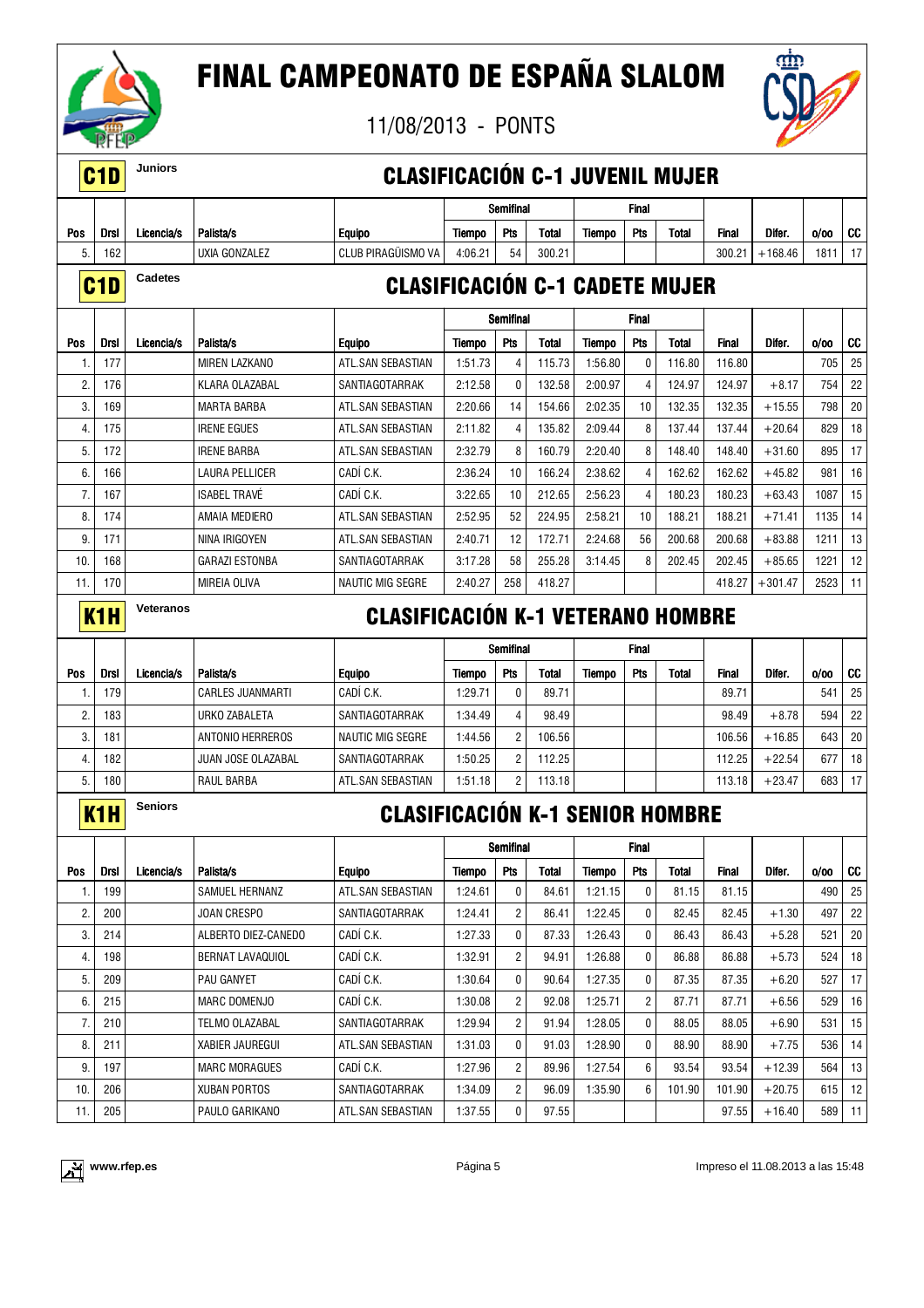# FINAL CAMPEONATO DE ESPAÑA SLALOM

11/08/2013 - PONTS

## C1D Juniors — CLASIFICACIÓN C-1 JUVENIL MUJER

| | | | | | Semifinal | | | Final | | | | | | |
|---|---|---|---|---|---|---|---|---|---|---|---|---|---|---|
| Pos | Drsl | Licencia/s | Palista/s | Equipo | Tiempo | Pts | Total | Tiempo | Pts | Total | Final | Difer. | o/oo | CC |
| 5. | 162 | | UXIA GONZALEZ | CLUB PIRAGÜISMO VA | 4:06.21 | 54 | 300.21 | | | | 300.21 | +168.46 | 1811 | 17 |

## C1D Cadetes — CLASIFICACIÓN C-1 CADETE MUJER

| | | | | | Semifinal | | | Final | | | | | | |
|---|---|---|---|---|---|---|---|---|---|---|---|---|---|---|
| Pos | Drsl | Licencia/s | Palista/s | Equipo | Tiempo | Pts | Total | Tiempo | Pts | Total | Final | Difer. | o/oo | CC |
| 1. | 177 | | MIREN LAZKANO | ATL.SAN SEBASTIAN | 1:51.73 | 4 | 115.73 | 1:56.80 | 0 | 116.80 | 116.80 | | 705 | 25 |
| 2. | 176 | | KLARA OLAZABAL | SANTIAGOTARRAK | 2:12.58 | 0 | 132.58 | 2:00.97 | 4 | 124.97 | 124.97 | +8.17 | 754 | 22 |
| 3. | 169 | | MARTA BARBA | ATL.SAN SEBASTIAN | 2:20.66 | 14 | 154.66 | 2:02.35 | 10 | 132.35 | 132.35 | +15.55 | 798 | 20 |
| 4. | 175 | | IRENE EGUES | ATL.SAN SEBASTIAN | 2:11.82 | 4 | 135.82 | 2:09.44 | 8 | 137.44 | 137.44 | +20.64 | 829 | 18 |
| 5. | 172 | | IRENE BARBA | ATL.SAN SEBASTIAN | 2:32.79 | 8 | 160.79 | 2:20.40 | 8 | 148.40 | 148.40 | +31.60 | 895 | 17 |
| 6. | 166 | | LAURA PELLICER | CADÍ C.K. | 2:36.24 | 10 | 166.24 | 2:38.62 | 4 | 162.62 | 162.62 | +45.82 | 981 | 16 |
| 7. | 167 | | ISABEL TRAVÉ | CADÍ C.K. | 3:22.65 | 10 | 212.65 | 2:56.23 | 4 | 180.23 | 180.23 | +63.43 | 1087 | 15 |
| 8. | 174 | | AMAIA MEDIERO | ATL.SAN SEBASTIAN | 2:52.95 | 52 | 224.95 | 2:58.21 | 10 | 188.21 | 188.21 | +71.41 | 1135 | 14 |
| 9. | 171 | | NINA IRIGOYEN | ATL.SAN SEBASTIAN | 2:40.71 | 12 | 172.71 | 2:24.68 | 56 | 200.68 | 200.68 | +83.88 | 1211 | 13 |
| 10. | 168 | | GARAZI ESTONBA | SANTIAGOTARRAK | 3:17.28 | 58 | 255.28 | 3:14.45 | 8 | 202.45 | 202.45 | +85.65 | 1221 | 12 |
| 11. | 170 | | MIREIA OLIVA | NAUTIC MIG SEGRE | 2:40.27 | 258 | 418.27 | | | | 418.27 | +301.47 | 2523 | 11 |

## K1H Veteranos — CLASIFICACIÓN K-1 VETERANO HOMBRE

| | | | | | Semifinal | | | Final | | | | | | |
|---|---|---|---|---|---|---|---|---|---|---|---|---|---|---|
| Pos | Drsl | Licencia/s | Palista/s | Equipo | Tiempo | Pts | Total | Tiempo | Pts | Total | Final | Difer. | o/oo | CC |
| 1. | 179 | | CARLES JUANMARTI | CADÍ C.K. | 1:29.71 | 0 | 89.71 | | | | 89.71 | | 541 | 25 |
| 2. | 183 | | URKO ZABALETA | SANTIAGOTARRAK | 1:34.49 | 4 | 98.49 | | | | 98.49 | +8.78 | 594 | 22 |
| 3. | 181 | | ANTONIO HERREROS | NAUTIC MIG SEGRE | 1:44.56 | 2 | 106.56 | | | | 106.56 | +16.85 | 643 | 20 |
| 4. | 182 | | JUAN JOSE OLAZABAL | SANTIAGOTARRAK | 1:50.25 | 2 | 112.25 | | | | 112.25 | +22.54 | 677 | 18 |
| 5. | 180 | | RAUL BARBA | ATL.SAN SEBASTIAN | 1:51.18 | 2 | 113.18 | | | | 113.18 | +23.47 | 683 | 17 |

## K1H Seniors — CLASIFICACIÓN K-1 SENIOR HOMBRE

| | | | | | Semifinal | | | Final | | | | | | |
|---|---|---|---|---|---|---|---|---|---|---|---|---|---|---|
| Pos | Drsl | Licencia/s | Palista/s | Equipo | Tiempo | Pts | Total | Tiempo | Pts | Total | Final | Difer. | o/oo | CC |
| 1. | 199 | | SAMUEL HERNANZ | ATL.SAN SEBASTIAN | 1:24.61 | 0 | 84.61 | 1:21.15 | 0 | 81.15 | 81.15 | | 490 | 25 |
| 2. | 200 | | JOAN CRESPO | SANTIAGOTARRAK | 1:24.41 | 2 | 86.41 | 1:22.45 | 0 | 82.45 | 82.45 | +1.30 | 497 | 22 |
| 3. | 214 | | ALBERTO DIEZ-CANEDO | CADÍ C.K. | 1:27.33 | 0 | 87.33 | 1:26.43 | 0 | 86.43 | 86.43 | +5.28 | 521 | 20 |
| 4. | 198 | | BERNAT LAVAQUIOL | CADÍ C.K. | 1:32.91 | 2 | 94.91 | 1:26.88 | 0 | 86.88 | 86.88 | +5.73 | 524 | 18 |
| 5. | 209 | | PAU GANYET | CADÍ C.K. | 1:30.64 | 0 | 90.64 | 1:27.35 | 0 | 87.35 | 87.35 | +6.20 | 527 | 17 |
| 6. | 215 | | MARC DOMENJO | CADÍ C.K. | 1:30.08 | 2 | 92.08 | 1:25.71 | 2 | 87.71 | 87.71 | +6.56 | 529 | 16 |
| 7. | 210 | | TELMO OLAZABAL | SANTIAGOTARRAK | 1:29.94 | 2 | 91.94 | 1:28.05 | 0 | 88.05 | 88.05 | +6.90 | 531 | 15 |
| 8. | 211 | | XABIER JAUREGUI | ATL.SAN SEBASTIAN | 1:31.03 | 0 | 91.03 | 1:28.90 | 0 | 88.90 | 88.90 | +7.75 | 536 | 14 |
| 9. | 197 | | MARC MORAGUES | CADÍ C.K. | 1:27.96 | 2 | 89.96 | 1:27.54 | 6 | 93.54 | 93.54 | +12.39 | 564 | 13 |
| 10. | 206 | | XUBAN PORTOS | SANTIAGOTARRAK | 1:34.09 | 2 | 96.09 | 1:35.90 | 6 | 101.90 | 101.90 | +20.75 | 615 | 12 |
| 11. | 205 | | PAULO GARIKANO | ATL.SAN SEBASTIAN | 1:37.55 | 0 | 97.55 | | | | 97.55 | +16.40 | 589 | 11 |

www.rfep.es — Impreso el 11.08.2013 a las 15:48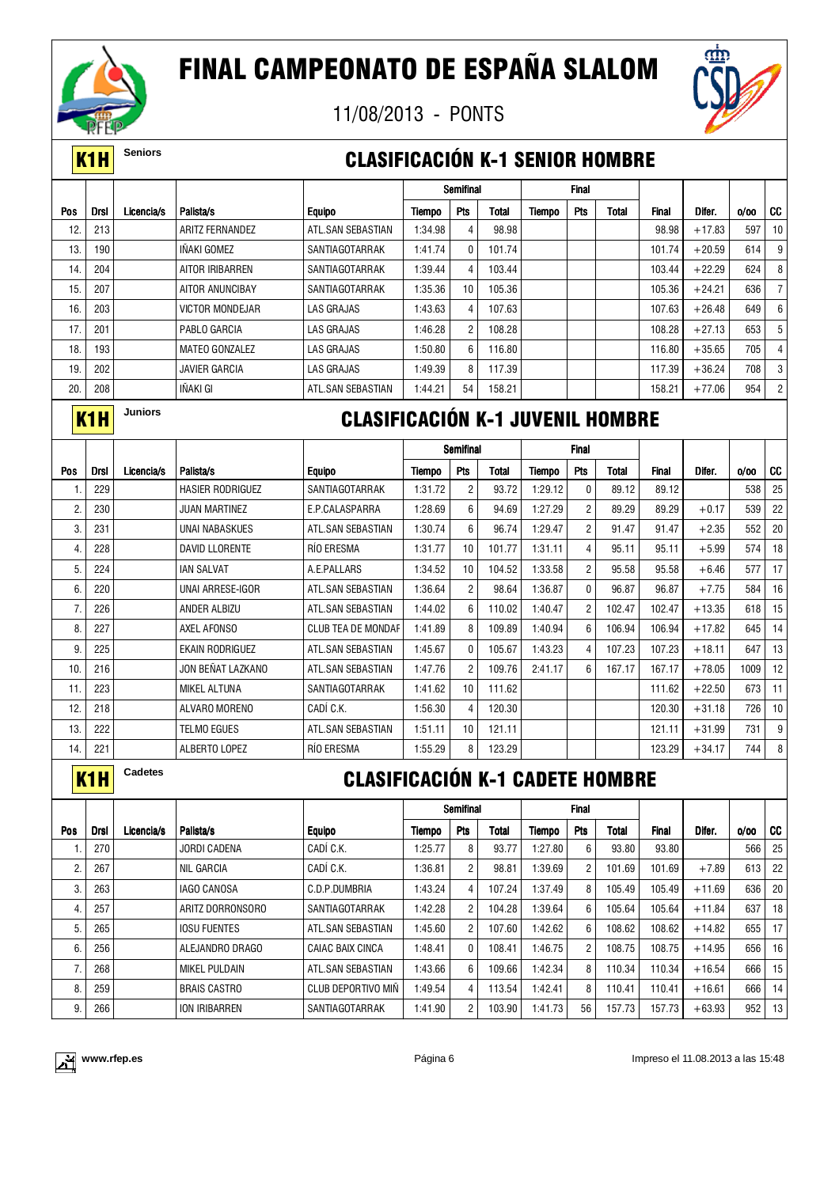# FINAL CAMPEONATO DE ESPAÑA SLALOM

11/08/2013 - PONTS

**K1H** Seniors

## CLASIFICACIÓN K-1 SENIOR HOMBRE

| | | | | | Semifinal | | | Final | | | | | | |
|---|---|---|---|---|---|---|---|---|---|---|---|---|---|---|
| Pos | Drsl | Licencia/s | Palista/s | Equipo | Tiempo | Pts | Total | Tiempo | Pts | Total | Final | Difer. | o/oo | CC |
| 12. | 213 | | ARITZ FERNANDEZ | ATL.SAN SEBASTIAN | 1:34.98 | 4 | 98.98 | | | | 98.98 | +17.83 | 597 | 10 |
| 13. | 190 | | IÑAKI GOMEZ | SANTIAGOTARRAK | 1:41.74 | 0 | 101.74 | | | | 101.74 | +20.59 | 614 | 9 |
| 14. | 204 | | AITOR IRIBARREN | SANTIAGOTARRAK | 1:39.44 | 4 | 103.44 | | | | 103.44 | +22.29 | 624 | 8 |
| 15. | 207 | | AITOR ANUNCIBAY | SANTIAGOTARRAK | 1:35.36 | 10 | 105.36 | | | | 105.36 | +24.21 | 636 | 7 |
| 16. | 203 | | VICTOR MONDEJAR | LAS GRAJAS | 1:43.63 | 4 | 107.63 | | | | 107.63 | +26.48 | 649 | 6 |
| 17. | 201 | | PABLO GARCIA | LAS GRAJAS | 1:46.28 | 2 | 108.28 | | | | 108.28 | +27.13 | 653 | 5 |
| 18. | 193 | | MATEO GONZALEZ | LAS GRAJAS | 1:50.80 | 6 | 116.80 | | | | 116.80 | +35.65 | 705 | 4 |
| 19. | 202 | | JAVIER GARCIA | LAS GRAJAS | 1:49.39 | 8 | 117.39 | | | | 117.39 | +36.24 | 708 | 3 |
| 20. | 208 | | IÑAKI GI | ATL.SAN SEBASTIAN | 1:44.21 | 54 | 158.21 | | | | 158.21 | +77.06 | 954 | 2 |

**K1H** Juniors

## CLASIFICACIÓN K-1 JUVENIL HOMBRE

| | | | | | Semifinal | | | Final | | | | | | |
|---|---|---|---|---|---|---|---|---|---|---|---|---|---|---|
| Pos | Drsl | Licencia/s | Palista/s | Equipo | Tiempo | Pts | Total | Tiempo | Pts | Total | Final | Difer. | o/oo | CC |
| 1. | 229 | | HASIER RODRIGUEZ | SANTIAGOTARRAK | 1:31.72 | 2 | 93.72 | 1:29.12 | 0 | 89.12 | 89.12 | | 538 | 25 |
| 2. | 230 | | JUAN MARTINEZ | E.P.CALASPARRA | 1:28.69 | 6 | 94.69 | 1:27.29 | 2 | 89.29 | 89.29 | +0.17 | 539 | 22 |
| 3. | 231 | | UNAI NABASKUES | ATL.SAN SEBASTIAN | 1:30.74 | 6 | 96.74 | 1:29.47 | 2 | 91.47 | 91.47 | +2.35 | 552 | 20 |
| 4. | 228 | | DAVID LLORENTE | RÍO ERESMA | 1:31.77 | 10 | 101.77 | 1:31.11 | 4 | 95.11 | 95.11 | +5.99 | 574 | 18 |
| 5. | 224 | | IAN SALVAT | A.E.PALLARS | 1:34.52 | 10 | 104.52 | 1:33.58 | 2 | 95.58 | 95.58 | +6.46 | 577 | 17 |
| 6. | 220 | | UNAI ARRESE-IGOR | ATL.SAN SEBASTIAN | 1:36.64 | 2 | 98.64 | 1:36.87 | 0 | 96.87 | 96.87 | +7.75 | 584 | 16 |
| 7. | 226 | | ANDER ALBIZU | ATL.SAN SEBASTIAN | 1:44.02 | 6 | 110.02 | 1:40.47 | 2 | 102.47 | 102.47 | +13.35 | 618 | 15 |
| 8. | 227 | | AXEL AFONSO | CLUB TEA DE MONDAF | 1:41.89 | 8 | 109.89 | 1:40.94 | 6 | 106.94 | 106.94 | +17.82 | 645 | 14 |
| 9. | 225 | | EKAIN RODRIGUEZ | ATL.SAN SEBASTIAN | 1:45.67 | 0 | 105.67 | 1:43.23 | 4 | 107.23 | 107.23 | +18.11 | 647 | 13 |
| 10. | 216 | | JON BEÑAT LAZKANO | ATL.SAN SEBASTIAN | 1:47.76 | 2 | 109.76 | 2:41.17 | 6 | 167.17 | 167.17 | +78.05 | 1009 | 12 |
| 11. | 223 | | MIKEL ALTUNA | SANTIAGOTARRAK | 1:41.62 | 10 | 111.62 | | | | 111.62 | +22.50 | 673 | 11 |
| 12. | 218 | | ALVARO MORENO | CADÍ C.K. | 1:56.30 | 4 | 120.30 | | | | 120.30 | +31.18 | 726 | 10 |
| 13. | 222 | | TELMO EGUES | ATL.SAN SEBASTIAN | 1:51.11 | 10 | 121.11 | | | | 121.11 | +31.99 | 731 | 9 |
| 14. | 221 | | ALBERTO LOPEZ | RÍO ERESMA | 1:55.29 | 8 | 123.29 | | | | 123.29 | +34.17 | 744 | 8 |

**K1H** Cadetes

## CLASIFICACIÓN K-1 CADETE HOMBRE

| | | | | | Semifinal | | | Final | | | | | | |
|---|---|---|---|---|---|---|---|---|---|---|---|---|---|---|
| Pos | Drsl | Licencia/s | Palista/s | Equipo | Tiempo | Pts | Total | Tiempo | Pts | Total | Final | Difer. | o/oo | CC |
| 1. | 270 | | JORDI CADENA | CADÍ C.K. | 1:25.77 | 8 | 93.77 | 1:27.80 | 6 | 93.80 | 93.80 | | 566 | 25 |
| 2. | 267 | | NIL GARCIA | CADÍ C.K. | 1:36.81 | 2 | 98.81 | 1:39.69 | 2 | 101.69 | 101.69 | +7.89 | 613 | 22 |
| 3. | 263 | | IAGO CANOSA | C.D.P.DUMBRIA | 1:43.24 | 4 | 107.24 | 1:37.49 | 8 | 105.49 | 105.49 | +11.69 | 636 | 20 |
| 4. | 257 | | ARITZ DORRONSORO | SANTIAGOTARRAK | 1:42.28 | 2 | 104.28 | 1:39.64 | 6 | 105.64 | 105.64 | +11.84 | 637 | 18 |
| 5. | 265 | | IOSU FUENTES | ATL.SAN SEBASTIAN | 1:45.60 | 2 | 107.60 | 1:42.62 | 6 | 108.62 | 108.62 | +14.82 | 655 | 17 |
| 6. | 256 | | ALEJANDRO DRAGO | CAIAC BAIX CINCA | 1:48.41 | 0 | 108.41 | 1:46.75 | 2 | 108.75 | 108.75 | +14.95 | 656 | 16 |
| 7. | 268 | | MIKEL PULDAIN | ATL.SAN SEBASTIAN | 1:43.66 | 6 | 109.66 | 1:42.34 | 8 | 110.34 | 110.34 | +16.54 | 666 | 15 |
| 8. | 259 | | BRAIS CASTRO | CLUB DEPORTIVO MIÑ | 1:49.54 | 4 | 113.54 | 1:42.41 | 8 | 110.41 | 110.41 | +16.61 | 666 | 14 |
| 9. | 266 | | ION IRIBARREN | SANTIAGOTARRAK | 1:41.90 | 2 | 103.90 | 1:41.73 | 56 | 157.73 | 157.73 | +63.93 | 952 | 13 |

www.rfep.es

Impreso el 11.08.2013 a las 15:48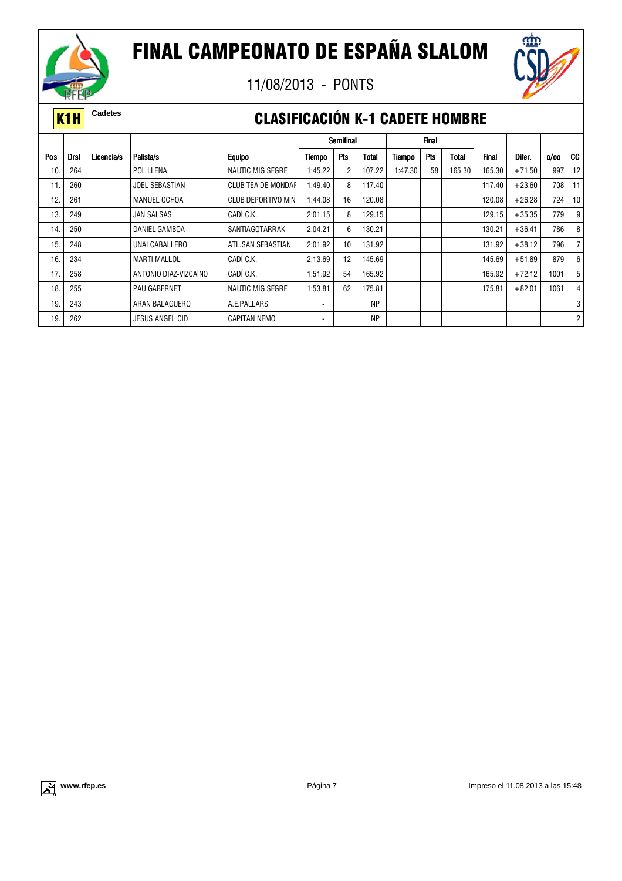# FINAL CAMPEONATO DE ESPAÑA SLALOM

11/08/2013 - PONTS

**K1H** Cadetes

## CLASIFICACIÓN K-1 CADETE HOMBRE

| | | | | | Semifinal | | | Final | | | | | | |
|---|---|---|---|---|---|---|---|---|---|---|---|---|---|---|
| Pos | Drsl | Licencia/s | Palista/s | Equipo | Tiempo | Pts | Total | Tiempo | Pts | Total | Final | Difer. | o/oo | CC |
| 10. | 264 | | POL LLENA | NAUTIC MIG SEGRE | 1:45.22 | 2 | 107.22 | 1:47.30 | 58 | 165.30 | 165.30 | +71.50 | 997 | 12 |
| 11. | 260 | | JOEL SEBASTIAN | CLUB TEA DE MONDAF | 1:49.40 | 8 | 117.40 | | | | 117.40 | +23.60 | 708 | 11 |
| 12. | 261 | | MANUEL OCHOA | CLUB DEPORTIVO MIÑ | 1:44.08 | 16 | 120.08 | | | | 120.08 | +26.28 | 724 | 10 |
| 13. | 249 | | JAN SALSAS | CADÍ C.K. | 2:01.15 | 8 | 129.15 | | | | 129.15 | +35.35 | 779 | 9 |
| 14. | 250 | | DANIEL GAMBOA | SANTIAGOTARRAK | 2:04.21 | 6 | 130.21 | | | | 130.21 | +36.41 | 786 | 8 |
| 15. | 248 | | UNAI CABALLERO | ATL.SAN SEBASTIAN | 2:01.92 | 10 | 131.92 | | | | 131.92 | +38.12 | 796 | 7 |
| 16. | 234 | | MARTI MALLOL | CADÍ C.K. | 2:13.69 | 12 | 145.69 | | | | 145.69 | +51.89 | 879 | 6 |
| 17. | 258 | | ANTONIO DIAZ-VIZCAINO | CADÍ C.K. | 1:51.92 | 54 | 165.92 | | | | 165.92 | +72.12 | 1001 | 5 |
| 18. | 255 | | PAU GABERNET | NAUTIC MIG SEGRE | 1:53.81 | 62 | 175.81 | | | | 175.81 | +82.01 | 1061 | 4 |
| 19. | 243 | | ARAN BALAGUERO | A.E.PALLARS | - | | NP | | | | | | | 3 |
| 19. | 262 | | JESUS ANGEL CID | CAPITAN NEMO | - | | NP | | | | | | | 2 |

www.rfep.es

Impreso el 11.08.2013 a las 15:48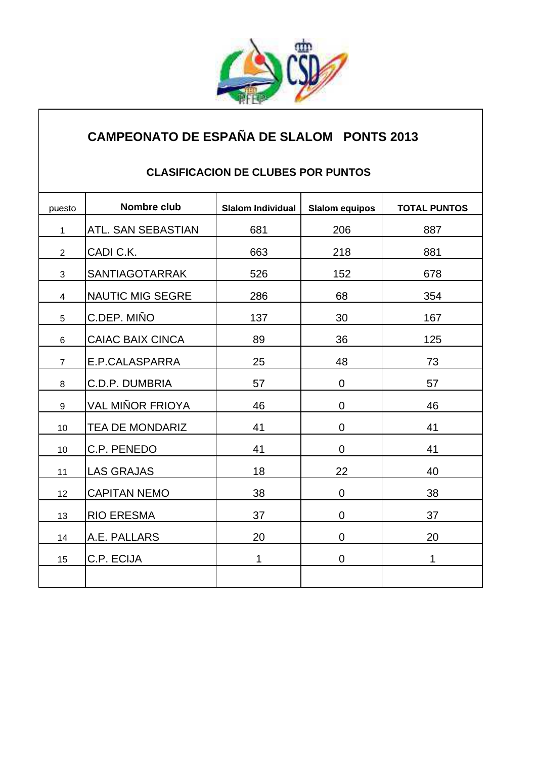# CAMPEONATO DE ESPAÑA DE SLALOM PONTS 2013

## CLASIFICACION DE CLUBES POR PUNTOS

| puesto | Nombre club | Slalom Individual | Slalom equipos | TOTAL PUNTOS |
|---|---|---|---|---|
| 1 | ATL. SAN SEBASTIAN | 681 | 206 | 887 |
| 2 | CADI C.K. | 663 | 218 | 881 |
| 3 | SANTIAGOTARRAK | 526 | 152 | 678 |
| 4 | NAUTIC MIG SEGRE | 286 | 68 | 354 |
| 5 | C.DEP. MIÑO | 137 | 30 | 167 |
| 6 | CAIAC BAIX CINCA | 89 | 36 | 125 |
| 7 | E.P.CALASPARRA | 25 | 48 | 73 |
| 8 | C.D.P. DUMBRIA | 57 | 0 | 57 |
| 9 | VAL MIÑOR FRIOYA | 46 | 0 | 46 |
| 10 | TEA DE MONDARIZ | 41 | 0 | 41 |
| 10 | C.P. PENEDO | 41 | 0 | 41 |
| 11 | LAS GRAJAS | 18 | 22 | 40 |
| 12 | CAPITAN NEMO | 38 | 0 | 38 |
| 13 | RIO ERESMA | 37 | 0 | 37 |
| 14 | A.E. PALLARS | 20 | 0 | 20 |
| 15 | C.P. ECIJA | 1 | 0 | 1 |
| | | | | |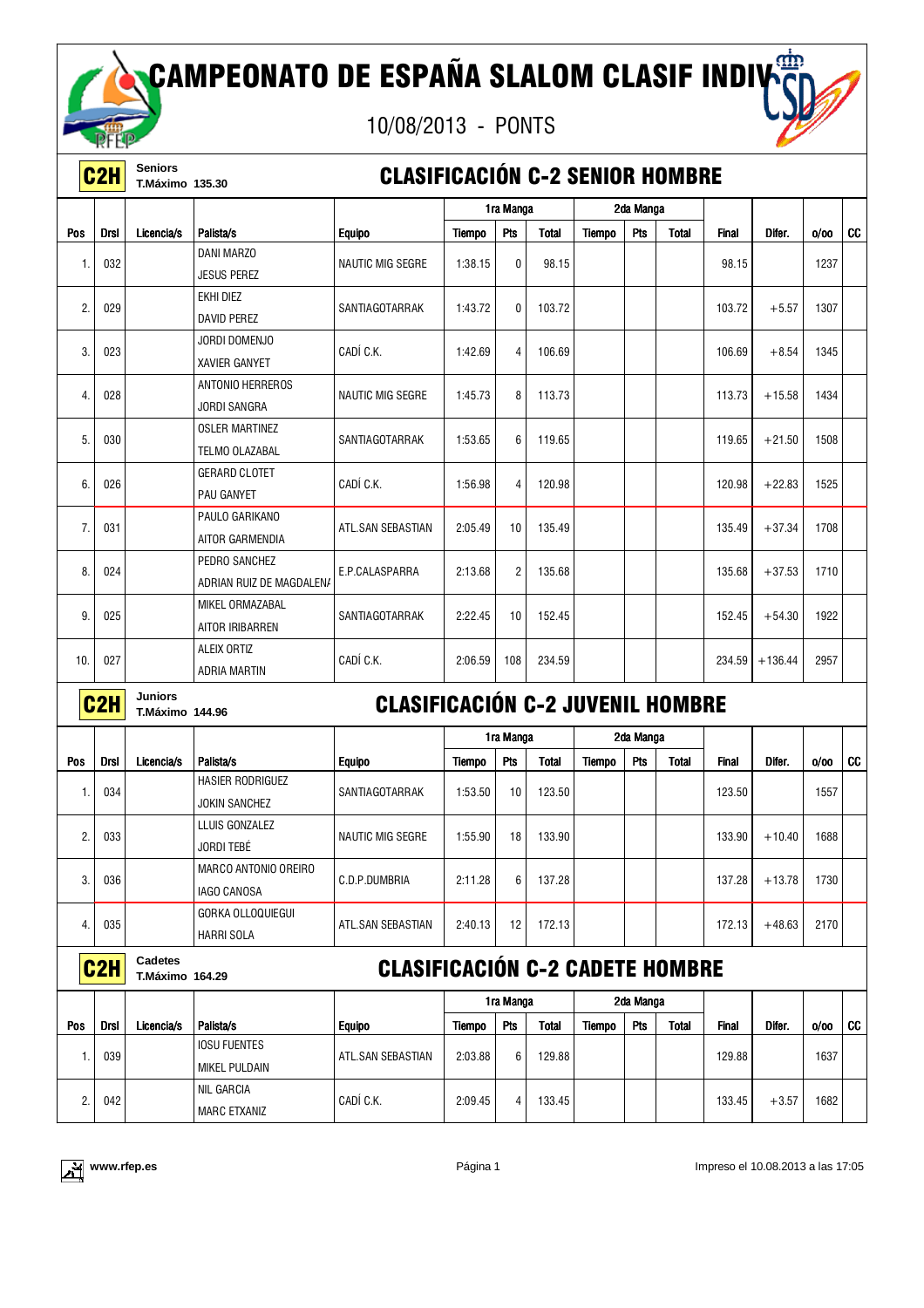# CAMPEONATO DE ESPAÑA SLALOM CLASIF INDIV

10/08/2013 - PONTS

## C2H — Seniors — T.Máximo 135.30

### CLASIFICACIÓN C-2 SENIOR HOMBRE

| | | | | | 1ra Manga | | | 2da Manga | | | | | | |
|---|---|---|---|---|---|---|---|---|---|---|---|---|---|---|
| Pos | Drsl | Licencia/s | Palista/s | Equipo | Tiempo | Pts | Total | Tiempo | Pts | Total | Final | Difer. | o/oo | CC |
| 1. | 032 | | DANI MARZO / JESUS PEREZ | NAUTIC MIG SEGRE | 1:38.15 | 0 | 98.15 | | | | 98.15 | | 1237 | |
| 2. | 029 | | EKHI DIEZ / DAVID PEREZ | SANTIAGOTARRAK | 1:43.72 | 0 | 103.72 | | | | 103.72 | +5.57 | 1307 | |
| 3. | 023 | | JORDI DOMENJO / XAVIER GANYET | CADÍ C.K. | 1:42.69 | 4 | 106.69 | | | | 106.69 | +8.54 | 1345 | |
| 4. | 028 | | ANTONIO HERREROS / JORDI SANGRA | NAUTIC MIG SEGRE | 1:45.73 | 8 | 113.73 | | | | 113.73 | +15.58 | 1434 | |
| 5. | 030 | | OSLER MARTINEZ / TELMO OLAZABAL | SANTIAGOTARRAK | 1:53.65 | 6 | 119.65 | | | | 119.65 | +21.50 | 1508 | |
| 6. | 026 | | GERARD CLOTET / PAU GANYET | CADÍ C.K. | 1:56.98 | 4 | 120.98 | | | | 120.98 | +22.83 | 1525 | |
| 7. | 031 | | PAULO GARIKANO / AITOR GARMENDIA | ATL.SAN SEBASTIAN | 2:05.49 | 10 | 135.49 | | | | 135.49 | +37.34 | 1708 | |
| 8. | 024 | | PEDRO SANCHEZ / ADRIAN RUIZ DE MAGDALENA | E.P.CALASPARRA | 2:13.68 | 2 | 135.68 | | | | 135.68 | +37.53 | 1710 | |
| 9. | 025 | | MIKEL ORMAZABAL / AITOR IRIBARREN | SANTIAGOTARRAK | 2:22.45 | 10 | 152.45 | | | | 152.45 | +54.30 | 1922 | |
| 10. | 027 | | ALEIX ORTIZ / ADRIA MARTIN | CADÍ C.K. | 2:06.59 | 108 | 234.59 | | | | 234.59 | +136.44 | 2957 | |

## C2H — Juniors — T.Máximo 144.96

### CLASIFICACIÓN C-2 JUVENIL HOMBRE

| | | | | | 1ra Manga | | | 2da Manga | | | | | | |
|---|---|---|---|---|---|---|---|---|---|---|---|---|---|---|
| Pos | Drsl | Licencia/s | Palista/s | Equipo | Tiempo | Pts | Total | Tiempo | Pts | Total | Final | Difer. | o/oo | CC |
| 1. | 034 | | HASIER RODRIGUEZ / JOKIN SANCHEZ | SANTIAGOTARRAK | 1:53.50 | 10 | 123.50 | | | | 123.50 | | 1557 | |
| 2. | 033 | | LLUIS GONZALEZ / JORDI TEBÉ | NAUTIC MIG SEGRE | 1:55.90 | 18 | 133.90 | | | | 133.90 | +10.40 | 1688 | |
| 3. | 036 | | MARCO ANTONIO OREIRO / IAGO CANOSA | C.D.P.DUMBRIA | 2:11.28 | 6 | 137.28 | | | | 137.28 | +13.78 | 1730 | |
| 4. | 035 | | GORKA OLLOQUIEGUI / HARRI SOLA | ATL.SAN SEBASTIAN | 2:40.13 | 12 | 172.13 | | | | 172.13 | +48.63 | 2170 | |

## C2H — Cadetes — T.Máximo 164.29

### CLASIFICACIÓN C-2 CADETE HOMBRE

| | | | | | 1ra Manga | | | 2da Manga | | | | | | |
|---|---|---|---|---|---|---|---|---|---|---|---|---|---|---|
| Pos | Drsl | Licencia/s | Palista/s | Equipo | Tiempo | Pts | Total | Tiempo | Pts | Total | Final | Difer. | o/oo | CC |
| 1. | 039 | | IOSU FUENTES / MIKEL PULDAIN | ATL.SAN SEBASTIAN | 2:03.88 | 6 | 129.88 | | | | 129.88 | | 1637 | |
| 2. | 042 | | NIL GARCIA / MARC ETXANIZ | CADÍ C.K. | 2:09.45 | 4 | 133.45 | | | | 133.45 | +3.57 | 1682 | |

www.rfep.es — Impreso el 10.08.2013 a las 17:05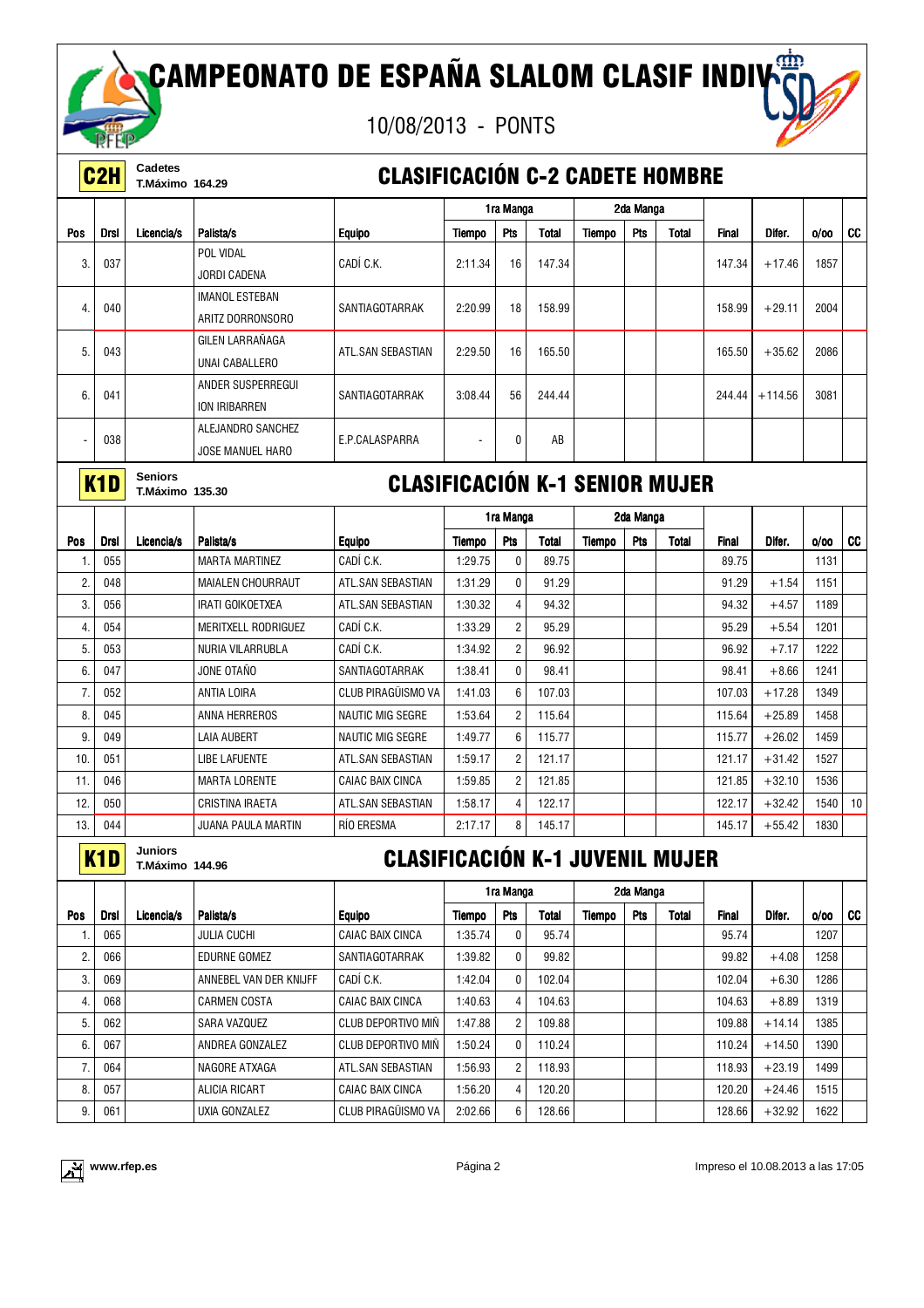# CAMPEONATO DE ESPAÑA SLALOM CLASIF INDIV

10/08/2013 - PONTS

**C2H** Cadetes T.Máximo 164.29

## CLASIFICACIÓN C-2 CADETE HOMBRE

| | | | | | 1ra Manga | | | 2da Manga | | | | | | |
|---|---|---|---|---|---|---|---|---|---|---|---|---|---|---|
| Pos | Drsl | Licencia/s | Palista/s | Equipo | Tiempo | Pts | Total | Tiempo | Pts | Total | Final | Difer. | o/oo | CC |
| 3. | 037 | | POL VIDAL<br>JORDI CADENA | CADÍ C.K. | 2:11.34 | 16 | 147.34 | | | | 147.34 | +17.46 | 1857 | |
| 4. | 040 | | IMANOL ESTEBAN<br>ARITZ DORRONSORO | SANTIAGOTARRAK | 2:20.99 | 18 | 158.99 | | | | 158.99 | +29.11 | 2004 | |
| 5. | 043 | | GILEN LARRAÑAGA<br>UNAI CABALLERO | ATL.SAN SEBASTIAN | 2:29.50 | 16 | 165.50 | | | | 165.50 | +35.62 | 2086 | |
| 6. | 041 | | ANDER SUSPERREGUI<br>ION IRIBARREN | SANTIAGOTARRAK | 3:08.44 | 56 | 244.44 | | | | 244.44 | +114.56 | 3081 | |
| - | 038 | | ALEJANDRO SANCHEZ<br>JOSE MANUEL HARO | E.P.CALASPARRA | - | 0 | AB | | | | | | | |

**K1D** Seniors T.Máximo 135.30

## CLASIFICACIÓN K-1 SENIOR MUJER

| | | | | | 1ra Manga | | | 2da Manga | | | | | | |
|---|---|---|---|---|---|---|---|---|---|---|---|---|---|---|
| Pos | Drsl | Licencia/s | Palista/s | Equipo | Tiempo | Pts | Total | Tiempo | Pts | Total | Final | Difer. | o/oo | CC |
| 1. | 055 | | MARTA MARTINEZ | CADÍ C.K. | 1:29.75 | 0 | 89.75 | | | | 89.75 | | 1131 | |
| 2. | 048 | | MAIALEN CHOURRAUT | ATL.SAN SEBASTIAN | 1:31.29 | 0 | 91.29 | | | | 91.29 | +1.54 | 1151 | |
| 3. | 056 | | IRATI GOIKOETXEA | ATL.SAN SEBASTIAN | 1:30.32 | 4 | 94.32 | | | | 94.32 | +4.57 | 1189 | |
| 4. | 054 | | MERITXELL RODRIGUEZ | CADÍ C.K. | 1:33.29 | 2 | 95.29 | | | | 95.29 | +5.54 | 1201 | |
| 5. | 053 | | NURIA VILARRUBLA | CADÍ C.K. | 1:34.92 | 2 | 96.92 | | | | 96.92 | +7.17 | 1222 | |
| 6. | 047 | | JONE OTAÑO | SANTIAGOTARRAK | 1:38.41 | 0 | 98.41 | | | | 98.41 | +8.66 | 1241 | |
| 7. | 052 | | ANTIA LOIRA | CLUB PIRAGÜISMO VA | 1:41.03 | 6 | 107.03 | | | | 107.03 | +17.28 | 1349 | |
| 8. | 045 | | ANNA HERREROS | NAUTIC MIG SEGRE | 1:53.64 | 2 | 115.64 | | | | 115.64 | +25.89 | 1458 | |
| 9. | 049 | | LAIA AUBERT | NAUTIC MIG SEGRE | 1:49.77 | 6 | 115.77 | | | | 115.77 | +26.02 | 1459 | |
| 10. | 051 | | LIBE LAFUENTE | ATL.SAN SEBASTIAN | 1:59.17 | 2 | 121.17 | | | | 121.17 | +31.42 | 1527 | |
| 11. | 046 | | MARTA LORENTE | CAIAC BAIX CINCA | 1:59.85 | 2 | 121.85 | | | | 121.85 | +32.10 | 1536 | |
| 12. | 050 | | CRISTINA IRAETA | ATL.SAN SEBASTIAN | 1:58.17 | 4 | 122.17 | | | | 122.17 | +32.42 | 1540 | 10 |
| 13. | 044 | | JUANA PAULA MARTIN | RÍO ERESMA | 2:17.17 | 8 | 145.17 | | | | 145.17 | +55.42 | 1830 | |

**K1D** Juniors T.Máximo 144.96

## CLASIFICACIÓN K-1 JUVENIL MUJER

| | | | | | 1ra Manga | | | 2da Manga | | | | | | |
|---|---|---|---|---|---|---|---|---|---|---|---|---|---|---|
| Pos | Drsl | Licencia/s | Palista/s | Equipo | Tiempo | Pts | Total | Tiempo | Pts | Total | Final | Difer. | o/oo | CC |
| 1. | 065 | | JULIA CUCHI | CAIAC BAIX CINCA | 1:35.74 | 0 | 95.74 | | | | 95.74 | | 1207 | |
| 2. | 066 | | EDURNE GOMEZ | SANTIAGOTARRAK | 1:39.82 | 0 | 99.82 | | | | 99.82 | +4.08 | 1258 | |
| 3. | 069 | | ANNEBEL VAN DER KNIJFF | CADÍ C.K. | 1:42.04 | 0 | 102.04 | | | | 102.04 | +6.30 | 1286 | |
| 4. | 068 | | CARMEN COSTA | CAIAC BAIX CINCA | 1:40.63 | 4 | 104.63 | | | | 104.63 | +8.89 | 1319 | |
| 5. | 062 | | SARA VAZQUEZ | CLUB DEPORTIVO MIÑ | 1:47.88 | 2 | 109.88 | | | | 109.88 | +14.14 | 1385 | |
| 6. | 067 | | ANDREA GONZALEZ | CLUB DEPORTIVO MIÑ | 1:50.24 | 0 | 110.24 | | | | 110.24 | +14.50 | 1390 | |
| 7. | 064 | | NAGORE ATXAGA | ATL.SAN SEBASTIAN | 1:56.93 | 2 | 118.93 | | | | 118.93 | +23.19 | 1499 | |
| 8. | 057 | | ALICIA RICART | CAIAC BAIX CINCA | 1:56.20 | 4 | 120.20 | | | | 120.20 | +24.46 | 1515 | |
| 9. | 061 | | UXIA GONZALEZ | CLUB PIRAGÜISMO VA | 2:02.66 | 6 | 128.66 | | | | 128.66 | +32.92 | 1622 | |

www.rfep.es

Impreso el 10.08.2013 a las 17:05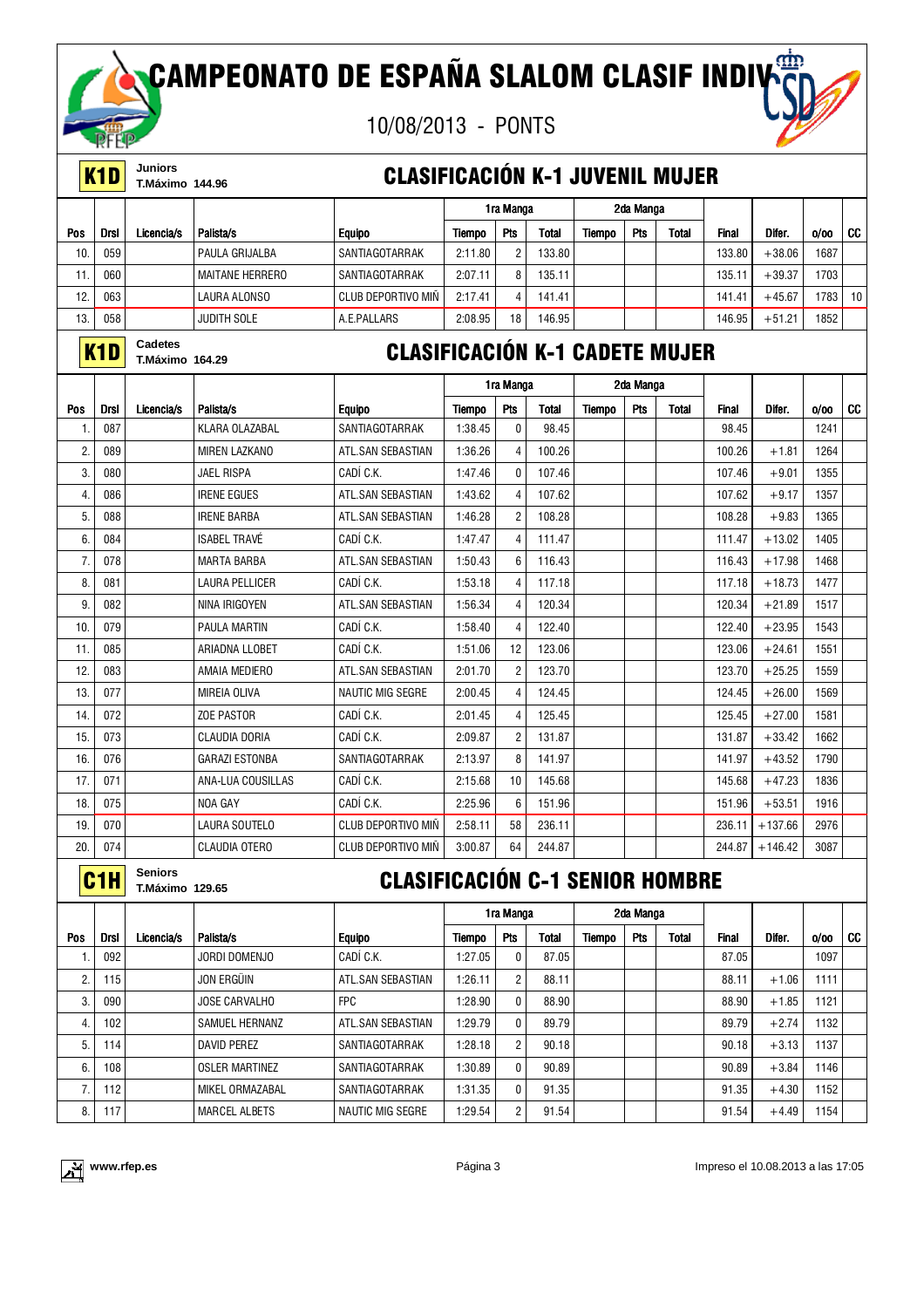# CAMPEONATO DE ESPAÑA SLALOM CLASIF INDIV

10/08/2013 - PONTS

**K1D** Juniors T.Máximo 144.96

## CLASIFICACIÓN K-1 JUVENIL MUJER

| | | | | | 1ra Manga | | | 2da Manga | | | | | | |
|---|---|---|---|---|---|---|---|---|---|---|---|---|---|---|
| Pos | Drsl | Licencia/s | Palista/s | Equipo | Tiempo | Pts | Total | Tiempo | Pts | Total | Final | Difer. | o/oo | CC |
| 10. | 059 | | PAULA GRIJALBA | SANTIAGOTARRAK | 2:11.80 | 2 | 133.80 | | | | 133.80 | +38.06 | 1687 | |
| 11. | 060 | | MAITANE HERRERO | SANTIAGOTARRAK | 2:07.11 | 8 | 135.11 | | | | 135.11 | +39.37 | 1703 | |
| 12. | 063 | | LAURA ALONSO | CLUB DEPORTIVO MIÑ | 2:17.41 | 4 | 141.41 | | | | 141.41 | +45.67 | 1783 | 10 |
| 13. | 058 | | JUDITH SOLE | A.E.PALLARS | 2:08.95 | 18 | 146.95 | | | | 146.95 | +51.21 | 1852 | |

**K1D** Cadetes T.Máximo 164.29

## CLASIFICACIÓN K-1 CADETE MUJER

| | | | | | 1ra Manga | | | 2da Manga | | | | | | |
|---|---|---|---|---|---|---|---|---|---|---|---|---|---|---|
| Pos | Drsl | Licencia/s | Palista/s | Equipo | Tiempo | Pts | Total | Tiempo | Pts | Total | Final | Difer. | o/oo | CC |
| 1. | 087 | | KLARA OLAZABAL | SANTIAGOTARRAK | 1:38.45 | 0 | 98.45 | | | | 98.45 | | 1241 | |
| 2. | 089 | | MIREN LAZKANO | ATL.SAN SEBASTIAN | 1:36.26 | 4 | 100.26 | | | | 100.26 | +1.81 | 1264 | |
| 3. | 080 | | JAEL RISPA | CADÍ C.K. | 1:47.46 | 0 | 107.46 | | | | 107.46 | +9.01 | 1355 | |
| 4. | 086 | | IRENE EGUES | ATL.SAN SEBASTIAN | 1:43.62 | 4 | 107.62 | | | | 107.62 | +9.17 | 1357 | |
| 5. | 088 | | IRENE BARBA | ATL.SAN SEBASTIAN | 1:46.28 | 2 | 108.28 | | | | 108.28 | +9.83 | 1365 | |
| 6. | 084 | | ISABEL TRAVÉ | CADÍ C.K. | 1:47.47 | 4 | 111.47 | | | | 111.47 | +13.02 | 1405 | |
| 7. | 078 | | MARTA BARBA | ATL.SAN SEBASTIAN | 1:50.43 | 6 | 116.43 | | | | 116.43 | +17.98 | 1468 | |
| 8. | 081 | | LAURA PELLICER | CADÍ C.K. | 1:53.18 | 4 | 117.18 | | | | 117.18 | +18.73 | 1477 | |
| 9. | 082 | | NINA IRIGOYEN | ATL.SAN SEBASTIAN | 1:56.34 | 4 | 120.34 | | | | 120.34 | +21.89 | 1517 | |
| 10. | 079 | | PAULA MARTIN | CADÍ C.K. | 1:58.40 | 4 | 122.40 | | | | 122.40 | +23.95 | 1543 | |
| 11. | 085 | | ARIADNA LLOBET | CADÍ C.K. | 1:51.06 | 12 | 123.06 | | | | 123.06 | +24.61 | 1551 | |
| 12. | 083 | | AMAIA MEDIERO | ATL.SAN SEBASTIAN | 2:01.70 | 2 | 123.70 | | | | 123.70 | +25.25 | 1559 | |
| 13. | 077 | | MIREIA OLIVA | NAUTIC MIG SEGRE | 2:00.45 | 4 | 124.45 | | | | 124.45 | +26.00 | 1569 | |
| 14. | 072 | | ZOE PASTOR | CADÍ C.K. | 2:01.45 | 4 | 125.45 | | | | 125.45 | +27.00 | 1581 | |
| 15. | 073 | | CLAUDIA DORIA | CADÍ C.K. | 2:09.87 | 2 | 131.87 | | | | 131.87 | +33.42 | 1662 | |
| 16. | 076 | | GARAZI ESTONBA | SANTIAGOTARRAK | 2:13.97 | 8 | 141.97 | | | | 141.97 | +43.52 | 1790 | |
| 17. | 071 | | ANA-LUA COUSILLAS | CADÍ C.K. | 2:15.68 | 10 | 145.68 | | | | 145.68 | +47.23 | 1836 | |
| 18. | 075 | | NOA GAY | CADÍ C.K. | 2:25.96 | 6 | 151.96 | | | | 151.96 | +53.51 | 1916 | |
| 19. | 070 | | LAURA SOUTELO | CLUB DEPORTIVO MIÑ | 2:58.11 | 58 | 236.11 | | | | 236.11 | +137.66 | 2976 | |
| 20. | 074 | | CLAUDIA OTERO | CLUB DEPORTIVO MIÑ | 3:00.87 | 64 | 244.87 | | | | 244.87 | +146.42 | 3087 | |

**C1H** Seniors T.Máximo 129.65

## CLASIFICACIÓN C-1 SENIOR HOMBRE

| | | | | | 1ra Manga | | | 2da Manga | | | | | | |
|---|---|---|---|---|---|---|---|---|---|---|---|---|---|---|
| Pos | Drsl | Licencia/s | Palista/s | Equipo | Tiempo | Pts | Total | Tiempo | Pts | Total | Final | Difer. | o/oo | CC |
| 1. | 092 | | JORDI DOMENJO | CADÍ C.K. | 1:27.05 | 0 | 87.05 | | | | 87.05 | | 1097 | |
| 2. | 115 | | JON ERGÜIN | ATL.SAN SEBASTIAN | 1:26.11 | 2 | 88.11 | | | | 88.11 | +1.06 | 1111 | |
| 3. | 090 | | JOSE CARVALHO | FPC | 1:28.90 | 0 | 88.90 | | | | 88.90 | +1.85 | 1121 | |
| 4. | 102 | | SAMUEL HERNANZ | ATL.SAN SEBASTIAN | 1:29.79 | 0 | 89.79 | | | | 89.79 | +2.74 | 1132 | |
| 5. | 114 | | DAVID PEREZ | SANTIAGOTARRAK | 1:28.18 | 2 | 90.18 | | | | 90.18 | +3.13 | 1137 | |
| 6. | 108 | | OSLER MARTINEZ | SANTIAGOTARRAK | 1:30.89 | 0 | 90.89 | | | | 90.89 | +3.84 | 1146 | |
| 7. | 112 | | MIKEL ORMAZABAL | SANTIAGOTARRAK | 1:31.35 | 0 | 91.35 | | | | 91.35 | +4.30 | 1152 | |
| 8. | 117 | | MARCEL ALBETS | NAUTIC MIG SEGRE | 1:29.54 | 2 | 91.54 | | | | 91.54 | +4.49 | 1154 | |

www.rfep.es | Impreso el 10.08.2013 a las 17:05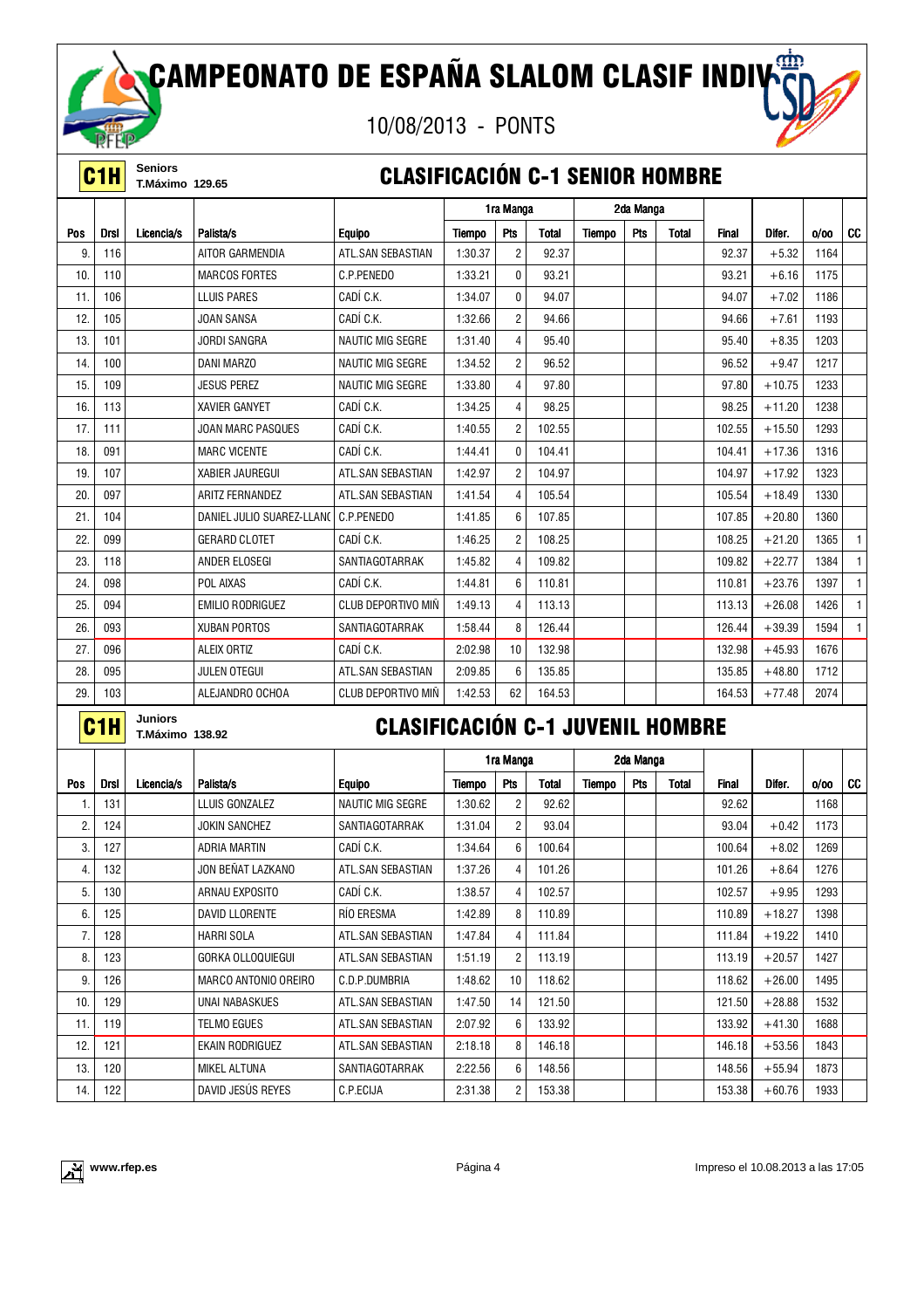# CAMPEONATO DE ESPAÑA SLALOM CLASIF INDIV

10/08/2013 - PONTS

**C1H** Seniors T.Máximo 129.65

## CLASIFICACIÓN C-1 SENIOR HOMBRE

| | | | | | 1ra Manga | | | 2da Manga | | | | | | |
|---|---|---|---|---|---|---|---|---|---|---|---|---|---|---|
| Pos | Drsl | Licencia/s | Palista/s | Equipo | Tiempo | Pts | Total | Tiempo | Pts | Total | Final | Difer. | o/oo | CC |
| 9. | 116 | | AITOR GARMENDIA | ATL.SAN SEBASTIAN | 1:30.37 | 2 | 92.37 | | | | 92.37 | +5.32 | 1164 | |
| 10. | 110 | | MARCOS FORTES | C.P.PENEDO | 1:33.21 | 0 | 93.21 | | | | 93.21 | +6.16 | 1175 | |
| 11. | 106 | | LLUIS PARES | CADÍ C.K. | 1:34.07 | 0 | 94.07 | | | | 94.07 | +7.02 | 1186 | |
| 12. | 105 | | JOAN SANSA | CADÍ C.K. | 1:32.66 | 2 | 94.66 | | | | 94.66 | +7.61 | 1193 | |
| 13. | 101 | | JORDI SANGRA | NAUTIC MIG SEGRE | 1:31.40 | 4 | 95.40 | | | | 95.40 | +8.35 | 1203 | |
| 14. | 100 | | DANI MARZO | NAUTIC MIG SEGRE | 1:34.52 | 2 | 96.52 | | | | 96.52 | +9.47 | 1217 | |
| 15. | 109 | | JESUS PEREZ | NAUTIC MIG SEGRE | 1:33.80 | 4 | 97.80 | | | | 97.80 | +10.75 | 1233 | |
| 16. | 113 | | XAVIER GANYET | CADÍ C.K. | 1:34.25 | 4 | 98.25 | | | | 98.25 | +11.20 | 1238 | |
| 17. | 111 | | JOAN MARC PASQUES | CADÍ C.K. | 1:40.55 | 2 | 102.55 | | | | 102.55 | +15.50 | 1293 | |
| 18. | 091 | | MARC VICENTE | CADÍ C.K. | 1:44.41 | 0 | 104.41 | | | | 104.41 | +17.36 | 1316 | |
| 19. | 107 | | XABIER JAUREGUI | ATL.SAN SEBASTIAN | 1:42.97 | 2 | 104.97 | | | | 104.97 | +17.92 | 1323 | |
| 20. | 097 | | ARITZ FERNANDEZ | ATL.SAN SEBASTIAN | 1:41.54 | 4 | 105.54 | | | | 105.54 | +18.49 | 1330 | |
| 21. | 104 | | DANIEL JULIO SUAREZ-LLANO | C.P.PENEDO | 1:41.85 | 6 | 107.85 | | | | 107.85 | +20.80 | 1360 | |
| 22. | 099 | | GERARD CLOTET | CADÍ C.K. | 1:46.25 | 2 | 108.25 | | | | 108.25 | +21.20 | 1365 | 1 |
| 23. | 118 | | ANDER ELOSEGI | SANTIAGOTARRAK | 1:45.82 | 4 | 109.82 | | | | 109.82 | +22.77 | 1384 | 1 |
| 24. | 098 | | POL AIXAS | CADÍ C.K. | 1:44.81 | 6 | 110.81 | | | | 110.81 | +23.76 | 1397 | 1 |
| 25. | 094 | | EMILIO RODRIGUEZ | CLUB DEPORTIVO MIÑ | 1:49.13 | 4 | 113.13 | | | | 113.13 | +26.08 | 1426 | 1 |
| 26. | 093 | | XUBAN PORTOS | SANTIAGOTARRAK | 1:58.44 | 8 | 126.44 | | | | 126.44 | +39.39 | 1594 | 1 |
| 27. | 096 | | ALEIX ORTIZ | CADÍ C.K. | 2:02.98 | 10 | 132.98 | | | | 132.98 | +45.93 | 1676 | |
| 28. | 095 | | JULEN OTEGUI | ATL.SAN SEBASTIAN | 2:09.85 | 6 | 135.85 | | | | 135.85 | +48.80 | 1712 | |
| 29. | 103 | | ALEJANDRO OCHOA | CLUB DEPORTIVO MIÑ | 1:42.53 | 62 | 164.53 | | | | 164.53 | +77.48 | 2074 | |

**C1H** Juniors T.Máximo 138.92

## CLASIFICACIÓN C-1 JUVENIL HOMBRE

| | | | | | 1ra Manga | | | 2da Manga | | | | | | |
|---|---|---|---|---|---|---|---|---|---|---|---|---|---|---|
| Pos | Drsl | Licencia/s | Palista/s | Equipo | Tiempo | Pts | Total | Tiempo | Pts | Total | Final | Difer. | o/oo | CC |
| 1. | 131 | | LLUIS GONZALEZ | NAUTIC MIG SEGRE | 1:30.62 | 2 | 92.62 | | | | 92.62 | | 1168 | |
| 2. | 124 | | JOKIN SANCHEZ | SANTIAGOTARRAK | 1:31.04 | 2 | 93.04 | | | | 93.04 | +0.42 | 1173 | |
| 3. | 127 | | ADRIA MARTIN | CADÍ C.K. | 1:34.64 | 6 | 100.64 | | | | 100.64 | +8.02 | 1269 | |
| 4. | 132 | | JON BEÑAT LAZKANO | ATL.SAN SEBASTIAN | 1:37.26 | 4 | 101.26 | | | | 101.26 | +8.64 | 1276 | |
| 5. | 130 | | ARNAU EXPOSITO | CADÍ C.K. | 1:38.57 | 4 | 102.57 | | | | 102.57 | +9.95 | 1293 | |
| 6. | 125 | | DAVID LLORENTE | RÍO ERESMA | 1:42.89 | 8 | 110.89 | | | | 110.89 | +18.27 | 1398 | |
| 7. | 128 | | HARRI SOLA | ATL.SAN SEBASTIAN | 1:47.84 | 4 | 111.84 | | | | 111.84 | +19.22 | 1410 | |
| 8. | 123 | | GORKA OLLOQUIEGUI | ATL.SAN SEBASTIAN | 1:51.19 | 2 | 113.19 | | | | 113.19 | +20.57 | 1427 | |
| 9. | 126 | | MARCO ANTONIO OREIRO | C.D.P.DUMBRIA | 1:48.62 | 10 | 118.62 | | | | 118.62 | +26.00 | 1495 | |
| 10. | 129 | | UNAI NABASKUES | ATL.SAN SEBASTIAN | 1:47.50 | 14 | 121.50 | | | | 121.50 | +28.88 | 1532 | |
| 11. | 119 | | TELMO EGUES | ATL.SAN SEBASTIAN | 2:07.92 | 6 | 133.92 | | | | 133.92 | +41.30 | 1688 | |
| 12. | 121 | | EKAIN RODRIGUEZ | ATL.SAN SEBASTIAN | 2:18.18 | 8 | 146.18 | | | | 146.18 | +53.56 | 1843 | |
| 13. | 120 | | MIKEL ALTUNA | SANTIAGOTARRAK | 2:22.56 | 6 | 148.56 | | | | 148.56 | +55.94 | 1873 | |
| 14. | 122 | | DAVID JESÚS REYES | C.P.ECIJA | 2:31.38 | 2 | 153.38 | | | | 153.38 | +60.76 | 1933 | |

www.rfep.es

Impreso el 10.08.2013 a las 17:05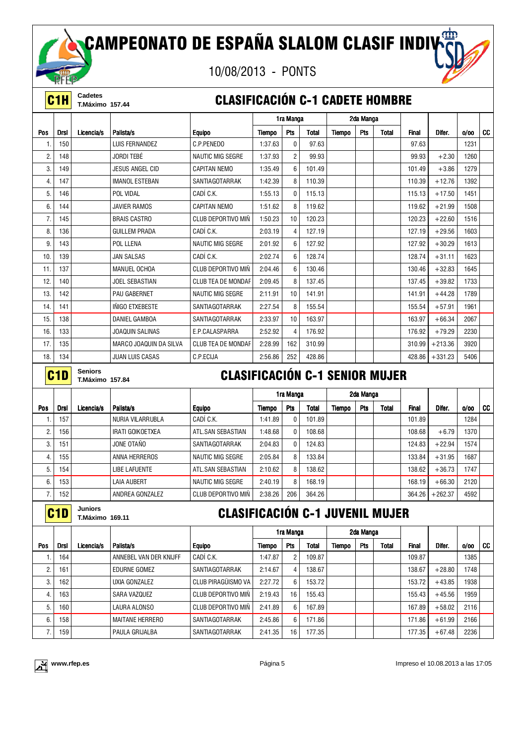# CAMPEONATO DE ESPAÑA SLALOM CLASIF INDIV

10/08/2013 - PONTS

**C1H** Cadetes
T.Máximo 157.44

## CLASIFICACIÓN C-1 CADETE HOMBRE

| | | | | | 1ra Manga | | | 2da Manga | | | | | | |
|---|---|---|---|---|---|---|---|---|---|---|---|---|---|---|
| Pos | Drsl | Licencia/s | Palista/s | Equipo | Tiempo | Pts | Total | Tiempo | Pts | Total | Final | Difer. | o/oo | CC |
| 1. | 150 | | LUIS FERNANDEZ | C.P.PENEDO | 1:37.63 | 0 | 97.63 | | | | 97.63 | | 1231 | |
| 2. | 148 | | JORDI TEBÉ | NAUTIC MIG SEGRE | 1:37.93 | 2 | 99.93 | | | | 99.93 | +2.30 | 1260 | |
| 3. | 149 | | JESUS ANGEL CID | CAPITAN NEMO | 1:35.49 | 6 | 101.49 | | | | 101.49 | +3.86 | 1279 | |
| 4. | 147 | | IMANOL ESTEBAN | SANTIAGOTARRAK | 1:42.39 | 8 | 110.39 | | | | 110.39 | +12.76 | 1392 | |
| 5. | 146 | | POL VIDAL | CADÍ C.K. | 1:55.13 | 0 | 115.13 | | | | 115.13 | +17.50 | 1451 | |
| 6. | 144 | | JAVIER RAMOS | CAPITAN NEMO | 1:51.62 | 8 | 119.62 | | | | 119.62 | +21.99 | 1508 | |
| 7. | 145 | | BRAIS CASTRO | CLUB DEPORTIVO MIÑ | 1:50.23 | 10 | 120.23 | | | | 120.23 | +22.60 | 1516 | |
| 8. | 136 | | GUILLEM PRADA | CADÍ C.K. | 2:03.19 | 4 | 127.19 | | | | 127.19 | +29.56 | 1603 | |
| 9. | 143 | | POL LLENA | NAUTIC MIG SEGRE | 2:01.92 | 6 | 127.92 | | | | 127.92 | +30.29 | 1613 | |
| 10. | 139 | | JAN SALSAS | CADÍ C.K. | 2:02.74 | 6 | 128.74 | | | | 128.74 | +31.11 | 1623 | |
| 11. | 137 | | MANUEL OCHOA | CLUB DEPORTIVO MIÑ | 2:04.46 | 6 | 130.46 | | | | 130.46 | +32.83 | 1645 | |
| 12. | 140 | | JOEL SEBASTIAN | CLUB TEA DE MONDAF | 2:09.45 | 8 | 137.45 | | | | 137.45 | +39.82 | 1733 | |
| 13. | 142 | | PAU GABERNET | NAUTIC MIG SEGRE | 2:11.91 | 10 | 141.91 | | | | 141.91 | +44.28 | 1789 | |
| 14. | 141 | | IÑIGO ETXEBESTE | SANTIAGOTARRAK | 2:27.54 | 8 | 155.54 | | | | 155.54 | +57.91 | 1961 | |
| 15. | 138 | | DANIEL GAMBOA | SANTIAGOTARRAK | 2:33.97 | 10 | 163.97 | | | | 163.97 | +66.34 | 2067 | |
| 16. | 133 | | JOAQUIN SALINAS | E.P.CALASPARRA | 2:52.92 | 4 | 176.92 | | | | 176.92 | +79.29 | 2230 | |
| 17. | 135 | | MARCO JOAQUIN DA SILVA | CLUB TEA DE MONDAF | 2:28.99 | 162 | 310.99 | | | | 310.99 | +213.36 | 3920 | |
| 18. | 134 | | JUAN LUIS CASAS | C.P.ECIJA | 2:56.86 | 252 | 428.86 | | | | 428.86 | +331.23 | 5406 | |

**C1D** Seniors
T.Máximo 157.84

## CLASIFICACIÓN C-1 SENIOR MUJER

| | | | | | 1ra Manga | | | 2da Manga | | | | | | |
|---|---|---|---|---|---|---|---|---|---|---|---|---|---|---|
| Pos | Drsl | Licencia/s | Palista/s | Equipo | Tiempo | Pts | Total | Tiempo | Pts | Total | Final | Difer. | o/oo | CC |
| 1. | 157 | | NURIA VILARRUBLA | CADÍ C.K. | 1:41.89 | 0 | 101.89 | | | | 101.89 | | 1284 | |
| 2. | 156 | | IRATI GOIKOETXEA | ATL.SAN SEBASTIAN | 1:48.68 | 0 | 108.68 | | | | 108.68 | +6.79 | 1370 | |
| 3. | 151 | | JONE OTAÑO | SANTIAGOTARRAK | 2:04.83 | 0 | 124.83 | | | | 124.83 | +22.94 | 1574 | |
| 4. | 155 | | ANNA HERREROS | NAUTIC MIG SEGRE | 2:05.84 | 8 | 133.84 | | | | 133.84 | +31.95 | 1687 | |
| 5. | 154 | | LIBE LAFUENTE | ATL.SAN SEBASTIAN | 2:10.62 | 8 | 138.62 | | | | 138.62 | +36.73 | 1747 | |
| 6. | 153 | | LAIA AUBERT | NAUTIC MIG SEGRE | 2:40.19 | 8 | 168.19 | | | | 168.19 | +66.30 | 2120 | |
| 7. | 152 | | ANDREA GONZALEZ | CLUB DEPORTIVO MIÑ | 2:38.26 | 206 | 364.26 | | | | 364.26 | +262.37 | 4592 | |

**C1D** Juniors
T.Máximo 169.11

## CLASIFICACIÓN C-1 JUVENIL MUJER

| | | | | | 1ra Manga | | | 2da Manga | | | | | | |
|---|---|---|---|---|---|---|---|---|---|---|---|---|---|---|
| Pos | Drsl | Licencia/s | Palista/s | Equipo | Tiempo | Pts | Total | Tiempo | Pts | Total | Final | Difer. | o/oo | CC |
| 1. | 164 | | ANNEBEL VAN DER KNIJFF | CADÍ C.K. | 1:47.87 | 2 | 109.87 | | | | 109.87 | | 1385 | |
| 2. | 161 | | EDURNE GOMEZ | SANTIAGOTARRAK | 2:14.67 | 4 | 138.67 | | | | 138.67 | +28.80 | 1748 | |
| 3. | 162 | | UXIA GONZALEZ | CLUB PIRAGÜISMO VA | 2:27.72 | 6 | 153.72 | | | | 153.72 | +43.85 | 1938 | |
| 4. | 163 | | SARA VAZQUEZ | CLUB DEPORTIVO MIÑ | 2:19.43 | 16 | 155.43 | | | | 155.43 | +45.56 | 1959 | |
| 5. | 160 | | LAURA ALONSO | CLUB DEPORTIVO MIÑ | 2:41.89 | 6 | 167.89 | | | | 167.89 | +58.02 | 2116 | |
| 6. | 158 | | MAITANE HERRERO | SANTIAGOTARRAK | 2:45.86 | 6 | 171.86 | | | | 171.86 | +61.99 | 2166 | |
| 7. | 159 | | PAULA GRIJALBA | SANTIAGOTARRAK | 2:41.35 | 16 | 177.35 | | | | 177.35 | +67.48 | 2236 | |

www.rfep.es — Impreso el 10.08.2013 a las 17:05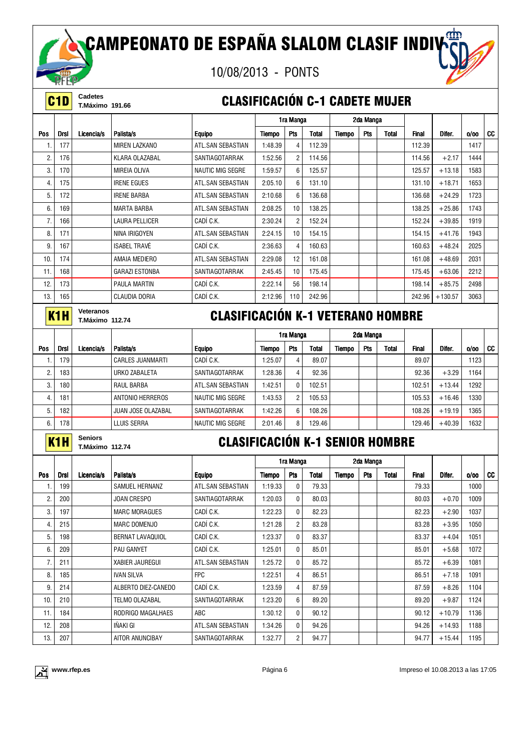# CAMPEONATO DE ESPAÑA SLALOM CLASIF INDIV

10/08/2013 - PONTS

**C1D** Cadetes
T.Máximo 191.66

## CLASIFICACIÓN C-1 CADETE MUJER

| | | | | | 1ra Manga | | | 2da Manga | | | | | | |
|---|---|---|---|---|---|---|---|---|---|---|---|---|---|---|
| Pos | Drsl | Licencia/s | Palista/s | Equipo | Tiempo | Pts | Total | Tiempo | Pts | Total | Final | Difer. | o/oo | CC |
| 1. | 177 | | MIREN LAZKANO | ATL.SAN SEBASTIAN | 1:48.39 | 4 | 112.39 | | | | 112.39 | | 1417 | |
| 2. | 176 | | KLARA OLAZABAL | SANTIAGOTARRAK | 1:52.56 | 2 | 114.56 | | | | 114.56 | +2.17 | 1444 | |
| 3. | 170 | | MIREIA OLIVA | NAUTIC MIG SEGRE | 1:59.57 | 6 | 125.57 | | | | 125.57 | +13.18 | 1583 | |
| 4. | 175 | | IRENE EGUES | ATL.SAN SEBASTIAN | 2:05.10 | 6 | 131.10 | | | | 131.10 | +18.71 | 1653 | |
| 5. | 172 | | IRENE BARBA | ATL.SAN SEBASTIAN | 2:10.68 | 6 | 136.68 | | | | 136.68 | +24.29 | 1723 | |
| 6. | 169 | | MARTA BARBA | ATL.SAN SEBASTIAN | 2:08.25 | 10 | 138.25 | | | | 138.25 | +25.86 | 1743 | |
| 7. | 166 | | LAURA PELLICER | CADÍ C.K. | 2:30.24 | 2 | 152.24 | | | | 152.24 | +39.85 | 1919 | |
| 8. | 171 | | NINA IRIGOYEN | ATL.SAN SEBASTIAN | 2:24.15 | 10 | 154.15 | | | | 154.15 | +41.76 | 1943 | |
| 9. | 167 | | ISABEL TRAVÉ | CADÍ C.K. | 2:36.63 | 4 | 160.63 | | | | 160.63 | +48.24 | 2025 | |
| 10. | 174 | | AMAIA MEDIERO | ATL.SAN SEBASTIAN | 2:29.08 | 12 | 161.08 | | | | 161.08 | +48.69 | 2031 | |
| 11. | 168 | | GARAZI ESTONBA | SANTIAGOTARRAK | 2:45.45 | 10 | 175.45 | | | | 175.45 | +63.06 | 2212 | |
| 12. | 173 | | PAULA MARTIN | CADÍ C.K. | 2:22.14 | 56 | 198.14 | | | | 198.14 | +85.75 | 2498 | |
| 13. | 165 | | CLAUDIA DORIA | CADÍ C.K. | 2:12.96 | 110 | 242.96 | | | | 242.96 | +130.57 | 3063 | |

**K1H** Veteranos
T.Máximo 112.74

## CLASIFICACIÓN K-1 VETERANO HOMBRE

| | | | | | 1ra Manga | | | 2da Manga | | | | | | |
|---|---|---|---|---|---|---|---|---|---|---|---|---|---|---|
| Pos | Drsl | Licencia/s | Palista/s | Equipo | Tiempo | Pts | Total | Tiempo | Pts | Total | Final | Difer. | o/oo | CC |
| 1. | 179 | | CARLES JUANMARTI | CADÍ C.K. | 1:25.07 | 4 | 89.07 | | | | 89.07 | | 1123 | |
| 2. | 183 | | URKO ZABALETA | SANTIAGOTARRAK | 1:28.36 | 4 | 92.36 | | | | 92.36 | +3.29 | 1164 | |
| 3. | 180 | | RAUL BARBA | ATL.SAN SEBASTIAN | 1:42.51 | 0 | 102.51 | | | | 102.51 | +13.44 | 1292 | |
| 4. | 181 | | ANTONIO HERREROS | NAUTIC MIG SEGRE | 1:43.53 | 2 | 105.53 | | | | 105.53 | +16.46 | 1330 | |
| 5. | 182 | | JUAN JOSE OLAZABAL | SANTIAGOTARRAK | 1:42.26 | 6 | 108.26 | | | | 108.26 | +19.19 | 1365 | |
| 6. | 178 | | LLUIS SERRA | NAUTIC MIG SEGRE | 2:01.46 | 8 | 129.46 | | | | 129.46 | +40.39 | 1632 | |

**K1H** Seniors
T.Máximo 112.74

## CLASIFICACIÓN K-1 SENIOR HOMBRE

| | | | | | 1ra Manga | | | 2da Manga | | | | | | |
|---|---|---|---|---|---|---|---|---|---|---|---|---|---|---|
| Pos | Drsl | Licencia/s | Palista/s | Equipo | Tiempo | Pts | Total | Tiempo | Pts | Total | Final | Difer. | o/oo | CC |
| 1. | 199 | | SAMUEL HERNANZ | ATL.SAN SEBASTIAN | 1:19.33 | 0 | 79.33 | | | | 79.33 | | 1000 | |
| 2. | 200 | | JOAN CRESPO | SANTIAGOTARRAK | 1:20.03 | 0 | 80.03 | | | | 80.03 | +0.70 | 1009 | |
| 3. | 197 | | MARC MORAGUES | CADÍ C.K. | 1:22.23 | 0 | 82.23 | | | | 82.23 | +2.90 | 1037 | |
| 4. | 215 | | MARC DOMENJO | CADÍ C.K. | 1:21.28 | 2 | 83.28 | | | | 83.28 | +3.95 | 1050 | |
| 5. | 198 | | BERNAT LAVAQUIOL | CADÍ C.K. | 1:23.37 | 0 | 83.37 | | | | 83.37 | +4.04 | 1051 | |
| 6. | 209 | | PAU GANYET | CADÍ C.K. | 1:25.01 | 0 | 85.01 | | | | 85.01 | +5.68 | 1072 | |
| 7. | 211 | | XABIER JAUREGUI | ATL.SAN SEBASTIAN | 1:25.72 | 0 | 85.72 | | | | 85.72 | +6.39 | 1081 | |
| 8. | 185 | | IVAN SILVA | FPC | 1:22.51 | 4 | 86.51 | | | | 86.51 | +7.18 | 1091 | |
| 9. | 214 | | ALBERTO DIEZ-CANEDO | CADÍ C.K. | 1:23.59 | 4 | 87.59 | | | | 87.59 | +8.26 | 1104 | |
| 10. | 210 | | TELMO OLAZABAL | SANTIAGOTARRAK | 1:23.20 | 6 | 89.20 | | | | 89.20 | +9.87 | 1124 | |
| 11. | 184 | | RODRIGO MAGALHAES | ABC | 1:30.12 | 0 | 90.12 | | | | 90.12 | +10.79 | 1136 | |
| 12. | 208 | | IÑAKI GI | ATL.SAN SEBASTIAN | 1:34.26 | 0 | 94.26 | | | | 94.26 | +14.93 | 1188 | |
| 13. | 207 | | AITOR ANUNCIBAY | SANTIAGOTARRAK | 1:32.77 | 2 | 94.77 | | | | 94.77 | +15.44 | 1195 | |

www.rfep.es — Impreso el 10.08.2013 a las 17:05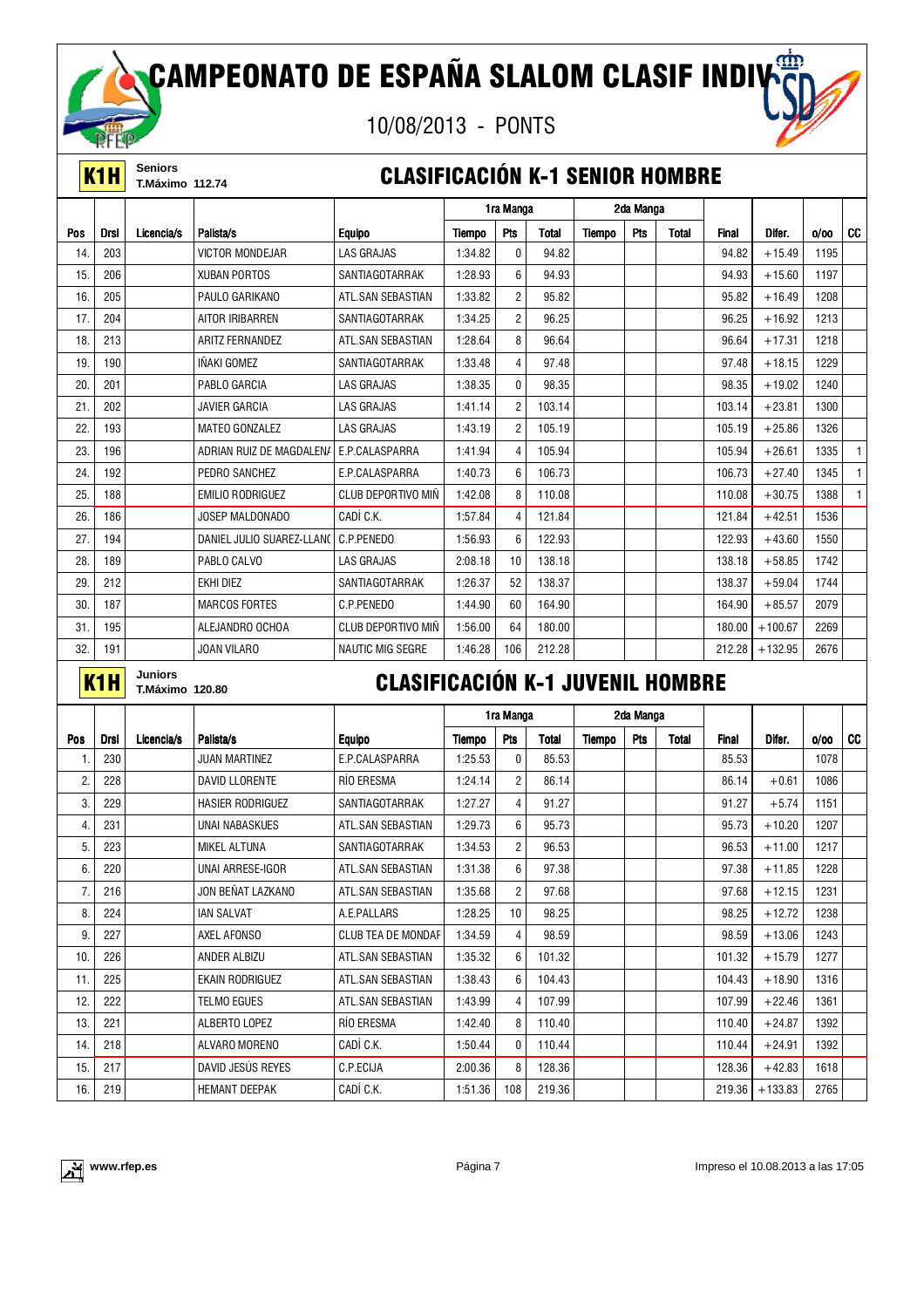# CAMPEONATO DE ESPAÑA SLALOM CLASIF INDIV

10/08/2013 - PONTS

**K1H** Seniors T.Máximo 112.74

## CLASIFICACIÓN K-1 SENIOR HOMBRE

| | | | | | 1ra Manga | | | 2da Manga | | | | | | |
|---|---|---|---|---|---|---|---|---|---|---|---|---|---|---|
| Pos | Drsl | Licencia/s | Palista/s | Equipo | Tiempo | Pts | Total | Tiempo | Pts | Total | Final | Difer. | o/oo | CC |
| 14. | 203 | | VICTOR MONDEJAR | LAS GRAJAS | 1:34.82 | 0 | 94.82 | | | | 94.82 | +15.49 | 1195 | |
| 15. | 206 | | XUBAN PORTOS | SANTIAGOTARRAK | 1:28.93 | 6 | 94.93 | | | | 94.93 | +15.60 | 1197 | |
| 16. | 205 | | PAULO GARIKANO | ATL.SAN SEBASTIAN | 1:33.82 | 2 | 95.82 | | | | 95.82 | +16.49 | 1208 | |
| 17. | 204 | | AITOR IRIBARREN | SANTIAGOTARRAK | 1:34.25 | 2 | 96.25 | | | | 96.25 | +16.92 | 1213 | |
| 18. | 213 | | ARITZ FERNANDEZ | ATL.SAN SEBASTIAN | 1:28.64 | 8 | 96.64 | | | | 96.64 | +17.31 | 1218 | |
| 19. | 190 | | IÑAKI GOMEZ | SANTIAGOTARRAK | 1:33.48 | 4 | 97.48 | | | | 97.48 | +18.15 | 1229 | |
| 20. | 201 | | PABLO GARCIA | LAS GRAJAS | 1:38.35 | 0 | 98.35 | | | | 98.35 | +19.02 | 1240 | |
| 21. | 202 | | JAVIER GARCIA | LAS GRAJAS | 1:41.14 | 2 | 103.14 | | | | 103.14 | +23.81 | 1300 | |
| 22. | 193 | | MATEO GONZALEZ | LAS GRAJAS | 1:43.19 | 2 | 105.19 | | | | 105.19 | +25.86 | 1326 | |
| 23. | 196 | | ADRIAN RUIZ DE MAGDALENA | E.P.CALASPARRA | 1:41.94 | 4 | 105.94 | | | | 105.94 | +26.61 | 1335 | 1 |
| 24. | 192 | | PEDRO SANCHEZ | E.P.CALASPARRA | 1:40.73 | 6 | 106.73 | | | | 106.73 | +27.40 | 1345 | 1 |
| 25. | 188 | | EMILIO RODRIGUEZ | CLUB DEPORTIVO MIÑ | 1:42.08 | 8 | 110.08 | | | | 110.08 | +30.75 | 1388 | 1 |
| 26. | 186 | | JOSEP MALDONADO | CADÍ C.K. | 1:57.84 | 4 | 121.84 | | | | 121.84 | +42.51 | 1536 | |
| 27. | 194 | | DANIEL JULIO SUAREZ-LLANO | C.P.PENEDO | 1:56.93 | 6 | 122.93 | | | | 122.93 | +43.60 | 1550 | |
| 28. | 189 | | PABLO CALVO | LAS GRAJAS | 2:08.18 | 10 | 138.18 | | | | 138.18 | +58.85 | 1742 | |
| 29. | 212 | | EKHI DIEZ | SANTIAGOTARRAK | 1:26.37 | 52 | 138.37 | | | | 138.37 | +59.04 | 1744 | |
| 30. | 187 | | MARCOS FORTES | C.P.PENEDO | 1:44.90 | 60 | 164.90 | | | | 164.90 | +85.57 | 2079 | |
| 31. | 195 | | ALEJANDRO OCHOA | CLUB DEPORTIVO MIÑ | 1:56.00 | 64 | 180.00 | | | | 180.00 | +100.67 | 2269 | |
| 32. | 191 | | JOAN VILARO | NAUTIC MIG SEGRE | 1:46.28 | 106 | 212.28 | | | | 212.28 | +132.95 | 2676 | |

**K1H** Juniors T.Máximo 120.80

## CLASIFICACIÓN K-1 JUVENIL HOMBRE

| | | | | | 1ra Manga | | | 2da Manga | | | | | | |
|---|---|---|---|---|---|---|---|---|---|---|---|---|---|---|
| Pos | Drsl | Licencia/s | Palista/s | Equipo | Tiempo | Pts | Total | Tiempo | Pts | Total | Final | Difer. | o/oo | CC |
| 1. | 230 | | JUAN MARTINEZ | E.P.CALASPARRA | 1:25.53 | 0 | 85.53 | | | | 85.53 | | 1078 | |
| 2. | 228 | | DAVID LLORENTE | RÍO ERESMA | 1:24.14 | 2 | 86.14 | | | | 86.14 | +0.61 | 1086 | |
| 3. | 229 | | HASIER RODRIGUEZ | SANTIAGOTARRAK | 1:27.27 | 4 | 91.27 | | | | 91.27 | +5.74 | 1151 | |
| 4. | 231 | | UNAI NABASKUES | ATL.SAN SEBASTIAN | 1:29.73 | 6 | 95.73 | | | | 95.73 | +10.20 | 1207 | |
| 5. | 223 | | MIKEL ALTUNA | SANTIAGOTARRAK | 1:34.53 | 2 | 96.53 | | | | 96.53 | +11.00 | 1217 | |
| 6. | 220 | | UNAI ARRESE-IGOR | ATL.SAN SEBASTIAN | 1:31.38 | 6 | 97.38 | | | | 97.38 | +11.85 | 1228 | |
| 7. | 216 | | JON BEÑAT LAZKANO | ATL.SAN SEBASTIAN | 1:35.68 | 2 | 97.68 | | | | 97.68 | +12.15 | 1231 | |
| 8. | 224 | | IAN SALVAT | A.E.PALLARS | 1:28.25 | 10 | 98.25 | | | | 98.25 | +12.72 | 1238 | |
| 9. | 227 | | AXEL AFONSO | CLUB TEA DE MONDAR | 1:34.59 | 4 | 98.59 | | | | 98.59 | +13.06 | 1243 | |
| 10. | 226 | | ANDER ALBIZU | ATL.SAN SEBASTIAN | 1:35.32 | 6 | 101.32 | | | | 101.32 | +15.79 | 1277 | |
| 11. | 225 | | EKAIN RODRIGUEZ | ATL.SAN SEBASTIAN | 1:38.43 | 6 | 104.43 | | | | 104.43 | +18.90 | 1316 | |
| 12. | 222 | | TELMO EGUES | ATL.SAN SEBASTIAN | 1:43.99 | 4 | 107.99 | | | | 107.99 | +22.46 | 1361 | |
| 13. | 221 | | ALBERTO LOPEZ | RÍO ERESMA | 1:42.40 | 8 | 110.40 | | | | 110.40 | +24.87 | 1392 | |
| 14. | 218 | | ALVARO MORENO | CADÍ C.K. | 1:50.44 | 0 | 110.44 | | | | 110.44 | +24.91 | 1392 | |
| 15. | 217 | | DAVID JESÚS REYES | C.P.ECIJA | 2:00.36 | 8 | 128.36 | | | | 128.36 | +42.83 | 1618 | |
| 16. | 219 | | HEMANT DEEPAK | CADÍ C.K. | 1:51.36 | 108 | 219.36 | | | | 219.36 | +133.83 | 2765 | |

www.rfep.es

Impreso el 10.08.2013 a las 17:05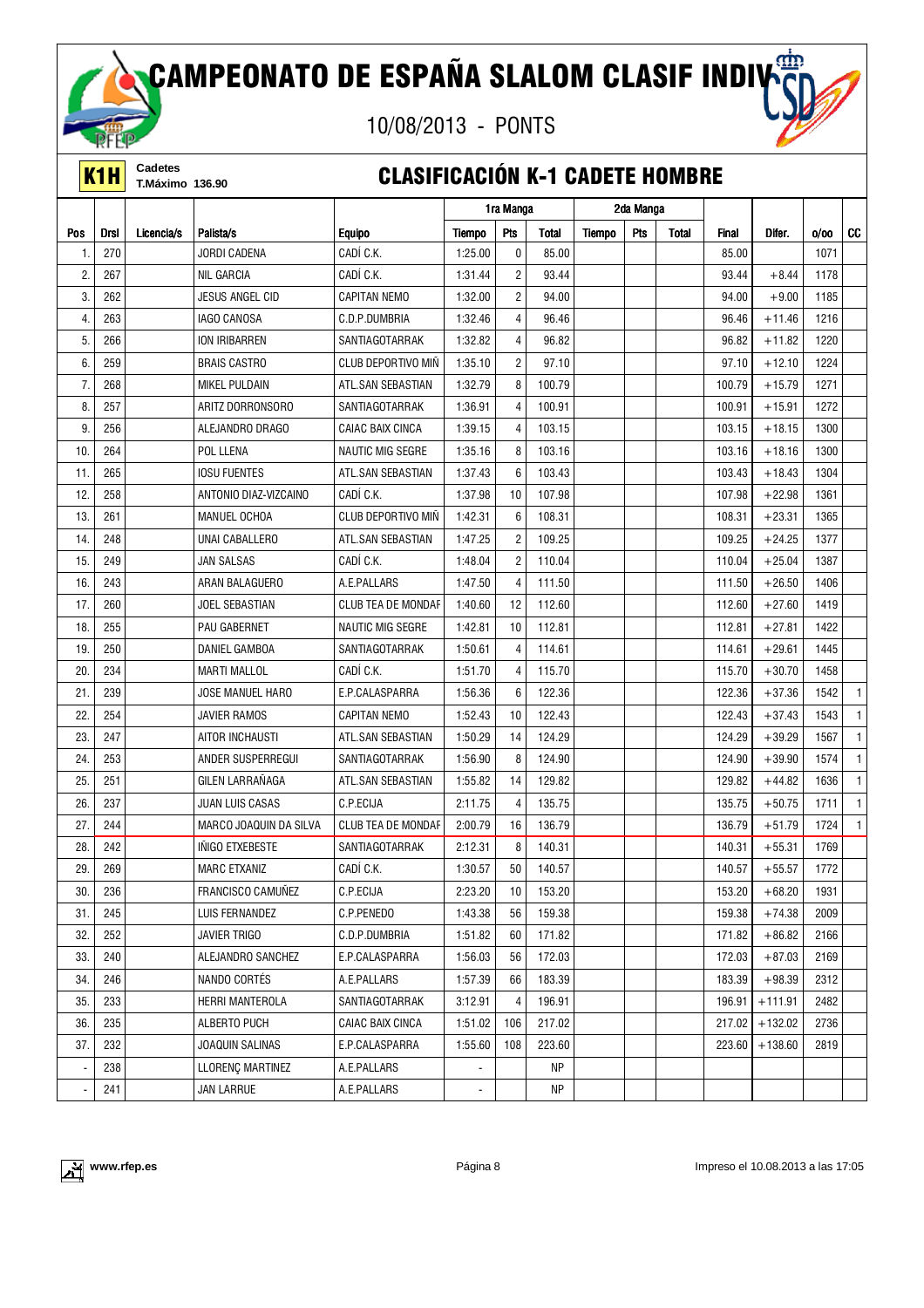# CAMPEONATO DE ESPAÑA SLALOM CLASIF INDIV

10/08/2013 - PONTS

**K1H** Cadetes T.Máximo 136.90

## CLASIFICACIÓN K-1 CADETE HOMBRE

| | | | | | 1ra Manga | | | 2da Manga | | | | | | |
|---|---|---|---|---|---|---|---|---|---|---|---|---|---|---|
| Pos | Drsl | Licencia/s | Palista/s | Equipo | Tiempo | Pts | Total | Tiempo | Pts | Total | Final | Difer. | o/oo | CC |
| 1. | 270 | | JORDI CADENA | CADÍ C.K. | 1:25.00 | 0 | 85.00 | | | | 85.00 | | 1071 | |
| 2. | 267 | | NIL GARCIA | CADÍ C.K. | 1:31.44 | 2 | 93.44 | | | | 93.44 | +8.44 | 1178 | |
| 3. | 262 | | JESUS ANGEL CID | CAPITAN NEMO | 1:32.00 | 2 | 94.00 | | | | 94.00 | +9.00 | 1185 | |
| 4. | 263 | | IAGO CANOSA | C.D.P.DUMBRIA | 1:32.46 | 4 | 96.46 | | | | 96.46 | +11.46 | 1216 | |
| 5. | 266 | | ION IRIBARREN | SANTIAGOTARRAK | 1:32.82 | 4 | 96.82 | | | | 96.82 | +11.82 | 1220 | |
| 6. | 259 | | BRAIS CASTRO | CLUB DEPORTIVO MIÑ | 1:35.10 | 2 | 97.10 | | | | 97.10 | +12.10 | 1224 | |
| 7. | 268 | | MIKEL PULDAIN | ATL.SAN SEBASTIAN | 1:32.79 | 8 | 100.79 | | | | 100.79 | +15.79 | 1271 | |
| 8. | 257 | | ARITZ DORRONSORO | SANTIAGOTARRAK | 1:36.91 | 4 | 100.91 | | | | 100.91 | +15.91 | 1272 | |
| 9. | 256 | | ALEJANDRO DRAGO | CAIAC BAIX CINCA | 1:39.15 | 4 | 103.15 | | | | 103.15 | +18.15 | 1300 | |
| 10. | 264 | | POL LLENA | NAUTIC MIG SEGRE | 1:35.16 | 8 | 103.16 | | | | 103.16 | +18.16 | 1300 | |
| 11. | 265 | | IOSU FUENTES | ATL.SAN SEBASTIAN | 1:37.43 | 6 | 103.43 | | | | 103.43 | +18.43 | 1304 | |
| 12. | 258 | | ANTONIO DIAZ-VIZCAINO | CADÍ C.K. | 1:37.98 | 10 | 107.98 | | | | 107.98 | +22.98 | 1361 | |
| 13. | 261 | | MANUEL OCHOA | CLUB DEPORTIVO MIÑ | 1:42.31 | 6 | 108.31 | | | | 108.31 | +23.31 | 1365 | |
| 14. | 248 | | UNAI CABALLERO | ATL.SAN SEBASTIAN | 1:47.25 | 2 | 109.25 | | | | 109.25 | +24.25 | 1377 | |
| 15. | 249 | | JAN SALSAS | CADÍ C.K. | 1:48.04 | 2 | 110.04 | | | | 110.04 | +25.04 | 1387 | |
| 16. | 243 | | ARAN BALAGUERO | A.E.PALLARS | 1:47.50 | 4 | 111.50 | | | | 111.50 | +26.50 | 1406 | |
| 17. | 260 | | JOEL SEBASTIAN | CLUB TEA DE MONDAR | 1:40.60 | 12 | 112.60 | | | | 112.60 | +27.60 | 1419 | |
| 18. | 255 | | PAU GABERNET | NAUTIC MIG SEGRE | 1:42.81 | 10 | 112.81 | | | | 112.81 | +27.81 | 1422 | |
| 19. | 250 | | DANIEL GAMBOA | SANTIAGOTARRAK | 1:50.61 | 4 | 114.61 | | | | 114.61 | +29.61 | 1445 | |
| 20. | 234 | | MARTI MALLOL | CADÍ C.K. | 1:51.70 | 4 | 115.70 | | | | 115.70 | +30.70 | 1458 | |
| 21. | 239 | | JOSE MANUEL HARO | E.P.CALASPARRA | 1:56.36 | 6 | 122.36 | | | | 122.36 | +37.36 | 1542 | 1 |
| 22. | 254 | | JAVIER RAMOS | CAPITAN NEMO | 1:52.43 | 10 | 122.43 | | | | 122.43 | +37.43 | 1543 | 1 |
| 23. | 247 | | AITOR INCHAUSTI | ATL.SAN SEBASTIAN | 1:50.29 | 14 | 124.29 | | | | 124.29 | +39.29 | 1567 | 1 |
| 24. | 253 | | ANDER SUSPERREGUI | SANTIAGOTARRAK | 1:56.90 | 8 | 124.90 | | | | 124.90 | +39.90 | 1574 | 1 |
| 25. | 251 | | GILEN LARRAÑAGA | ATL.SAN SEBASTIAN | 1:55.82 | 14 | 129.82 | | | | 129.82 | +44.82 | 1636 | 1 |
| 26. | 237 | | JUAN LUIS CASAS | C.P.ECIJA | 2:11.75 | 4 | 135.75 | | | | 135.75 | +50.75 | 1711 | 1 |
| 27. | 244 | | MARCO JOAQUIN DA SILVA | CLUB TEA DE MONDAR | 2:00.79 | 16 | 136.79 | | | | 136.79 | +51.79 | 1724 | 1 |
| 28. | 242 | | IÑIGO ETXEBESTE | SANTIAGOTARRAK | 2:12.31 | 8 | 140.31 | | | | 140.31 | +55.31 | 1769 | |
| 29. | 269 | | MARC ETXANIZ | CADÍ C.K. | 1:30.57 | 50 | 140.57 | | | | 140.57 | +55.57 | 1772 | |
| 30. | 236 | | FRANCISCO CAMUÑEZ | C.P.ECIJA | 2:23.20 | 10 | 153.20 | | | | 153.20 | +68.20 | 1931 | |
| 31. | 245 | | LUIS FERNANDEZ | C.P.PENEDO | 1:43.38 | 56 | 159.38 | | | | 159.38 | +74.38 | 2009 | |
| 32. | 252 | | JAVIER TRIGO | C.D.P.DUMBRIA | 1:51.82 | 60 | 171.82 | | | | 171.82 | +86.82 | 2166 | |
| 33. | 240 | | ALEJANDRO SANCHEZ | E.P.CALASPARRA | 1:56.03 | 56 | 172.03 | | | | 172.03 | +87.03 | 2169 | |
| 34. | 246 | | NANDO CORTÉS | A.E.PALLARS | 1:57.39 | 66 | 183.39 | | | | 183.39 | +98.39 | 2312 | |
| 35. | 233 | | HERRI MANTEROLA | SANTIAGOTARRAK | 3:12.91 | 4 | 196.91 | | | | 196.91 | +111.91 | 2482 | |
| 36. | 235 | | ALBERTO PUCH | CAIAC BAIX CINCA | 1:51.02 | 106 | 217.02 | | | | 217.02 | +132.02 | 2736 | |
| 37. | 232 | | JOAQUIN SALINAS | E.P.CALASPARRA | 1:55.60 | 108 | 223.60 | | | | 223.60 | +138.60 | 2819 | |
| - | 238 | | LLORENÇ MARTINEZ | A.E.PALLARS | - | | NP | | | | | | | |
| - | 241 | | JAN LARRUE | A.E.PALLARS | - | | NP | | | | | | | |

www.rfep.es

Impreso el 10.08.2013 a las 17:05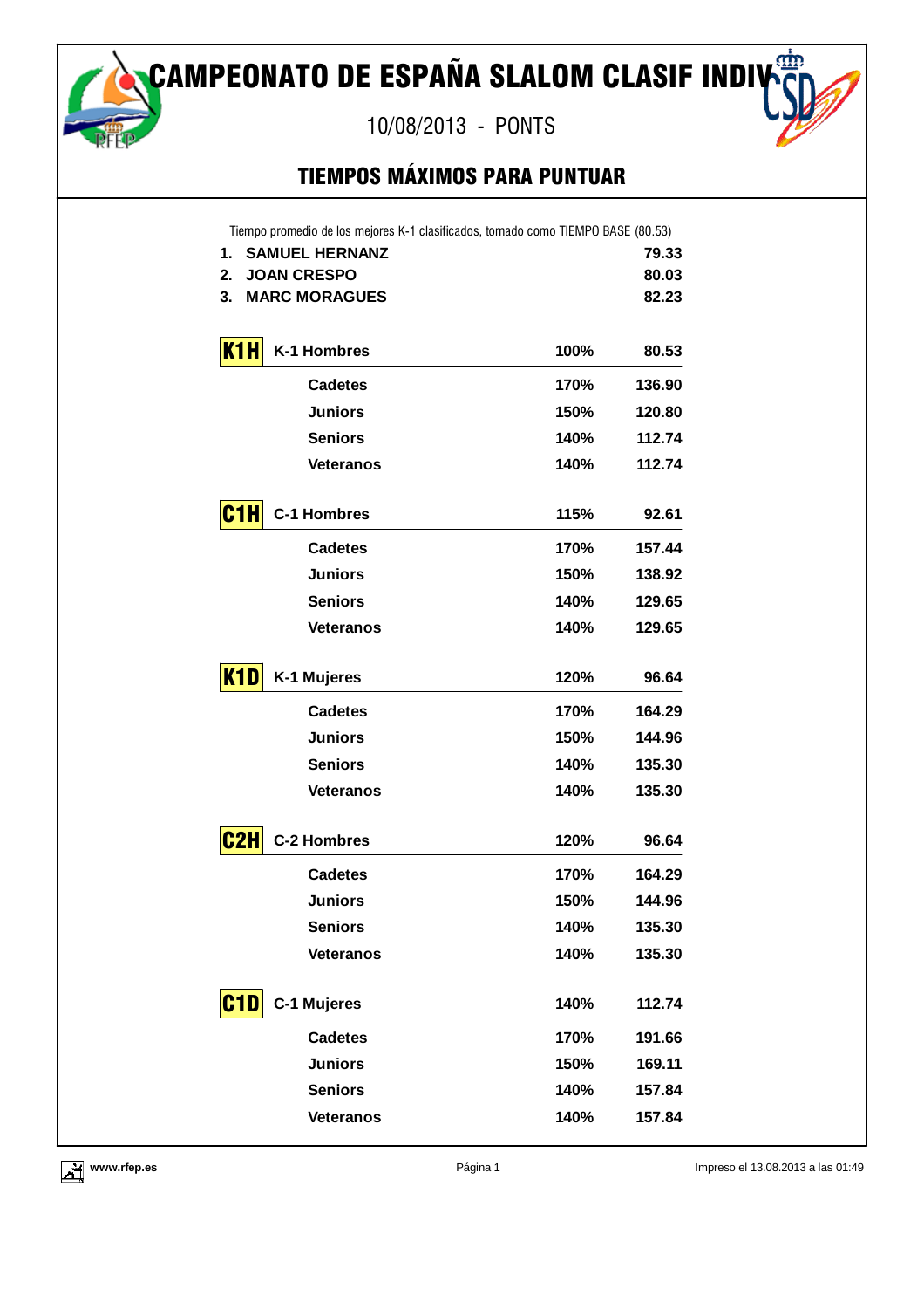# CAMPEONATO DE ESPAÑA SLALOM CLASIF INDIV

10/08/2013 - PONTS

## TIEMPOS MÁXIMOS PARA PUNTUAR

Tiempo promedio de los mejores K-1 clasificados, tomado como TIEMPO BASE (80.53)

| | | |
|---|---|---|
| 1. | SAMUEL HERNANZ | 79.33 |
| 2. | JOAN CRESPO | 80.03 |
| 3. | MARC MORAGUES | 82.23 |

| | | | |
|---|---|---|---|
| **K1H** | **K-1 Hombres** | **100%** | **80.53** |
| | Cadetes | 170% | 136.90 |
| | Juniors | 150% | 120.80 |
| | Seniors | 140% | 112.74 |
| | Veteranos | 140% | 112.74 |
| **C1H** | **C-1 Hombres** | **115%** | **92.61** |
| | Cadetes | 170% | 157.44 |
| | Juniors | 150% | 138.92 |
| | Seniors | 140% | 129.65 |
| | Veteranos | 140% | 129.65 |
| **K1D** | **K-1 Mujeres** | **120%** | **96.64** |
| | Cadetes | 170% | 164.29 |
| | Juniors | 150% | 144.96 |
| | Seniors | 140% | 135.30 |
| | Veteranos | 140% | 135.30 |
| **C2H** | **C-2 Hombres** | **120%** | **96.64** |
| | Cadetes | 170% | 164.29 |
| | Juniors | 150% | 144.96 |
| | Seniors | 140% | 135.30 |
| | Veteranos | 140% | 135.30 |
| **C1D** | **C-1 Mujeres** | **140%** | **112.74** |
| | Cadetes | 170% | 191.66 |
| | Juniors | 150% | 169.11 |
| | Seniors | 140% | 157.84 |
| | Veteranos | 140% | 157.84 |

www.rfep.es

Impreso el 13.08.2013 a las 01:49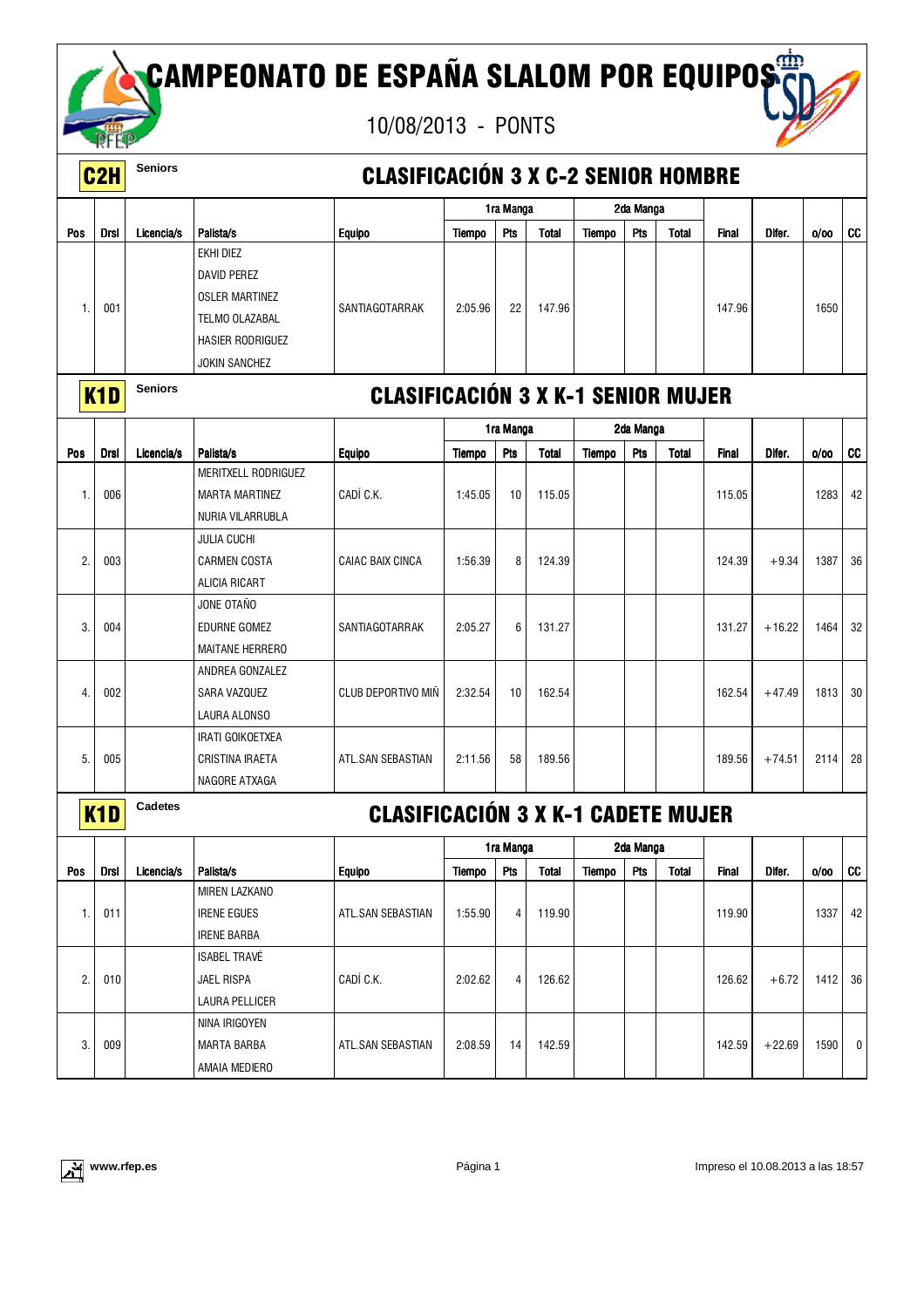# CAMPEONATO DE ESPAÑA SLALOM POR EQUIPOS

10/08/2013 - PONTS

## C2H Seniors — CLASIFICACIÓN 3 X C-2 SENIOR HOMBRE

| Pos | Drsl | Licencia/s | Palista/s | Equipo | 1ra Manga Tiempo | 1ra Manga Pts | 1ra Manga Total | 2da Manga Tiempo | 2da Manga Pts | 2da Manga Total | Final | Difer. | o/oo | CC |
|---|---|---|---|---|---|---|---|---|---|---|---|---|---|---|
| 1. | 001 | | EKHI DIEZ<br>DAVID PEREZ<br>OSLER MARTINEZ<br>TELMO OLAZABAL<br>HASIER RODRIGUEZ<br>JOKIN SANCHEZ | SANTIAGOTARRAK | 2:05.96 | 22 | 147.96 | | | | 147.96 | | 1650 | |

## K1D Seniors — CLASIFICACIÓN 3 X K-1 SENIOR MUJER

| Pos | Drsl | Licencia/s | Palista/s | Equipo | 1ra Manga Tiempo | 1ra Manga Pts | 1ra Manga Total | 2da Manga Tiempo | 2da Manga Pts | 2da Manga Total | Final | Difer. | o/oo | CC |
|---|---|---|---|---|---|---|---|---|---|---|---|---|---|---|
| 1. | 006 | | MERITXELL RODRIGUEZ<br>MARTA MARTINEZ<br>NURIA VILARRUBLA | CADÍ C.K. | 1:45.05 | 10 | 115.05 | | | | 115.05 | | 1283 | 42 |
| 2. | 003 | | JULIA CUCHI<br>CARMEN COSTA<br>ALICIA RICART | CAIAC BAIX CINCA | 1:56.39 | 8 | 124.39 | | | | 124.39 | +9.34 | 1387 | 36 |
| 3. | 004 | | JONE OTAÑO<br>EDURNE GOMEZ<br>MAITANE HERRERO | SANTIAGOTARRAK | 2:05.27 | 6 | 131.27 | | | | 131.27 | +16.22 | 1464 | 32 |
| 4. | 002 | | ANDREA GONZALEZ<br>SARA VAZQUEZ<br>LAURA ALONSO | CLUB DEPORTIVO MIÑ | 2:32.54 | 10 | 162.54 | | | | 162.54 | +47.49 | 1813 | 30 |
| 5. | 005 | | IRATI GOIKOETXEA<br>CRISTINA IRAETA<br>NAGORE ATXAGA | ATL.SAN SEBASTIAN | 2:11.56 | 58 | 189.56 | | | | 189.56 | +74.51 | 2114 | 28 |

## K1D Cadetes — CLASIFICACIÓN 3 X K-1 CADETE MUJER

| Pos | Drsl | Licencia/s | Palista/s | Equipo | 1ra Manga Tiempo | 1ra Manga Pts | 1ra Manga Total | 2da Manga Tiempo | 2da Manga Pts | 2da Manga Total | Final | Difer. | o/oo | CC |
|---|---|---|---|---|---|---|---|---|---|---|---|---|---|---|
| 1. | 011 | | MIREN LAZKANO<br>IRENE EGUES<br>IRENE BARBA | ATL.SAN SEBASTIAN | 1:55.90 | 4 | 119.90 | | | | 119.90 | | 1337 | 42 |
| 2. | 010 | | ISABEL TRAVÉ<br>JAEL RISPA<br>LAURA PELLICER | CADÍ C.K. | 2:02.62 | 4 | 126.62 | | | | 126.62 | +6.72 | 1412 | 36 |
| 3. | 009 | | NINA IRIGOYEN<br>MARTA BARBA<br>AMAIA MEDIERO | ATL.SAN SEBASTIAN | 2:08.59 | 14 | 142.59 | | | | 142.59 | +22.69 | 1590 | 0 |

www.rfep.es — Impreso el 10.08.2013 a las 18:57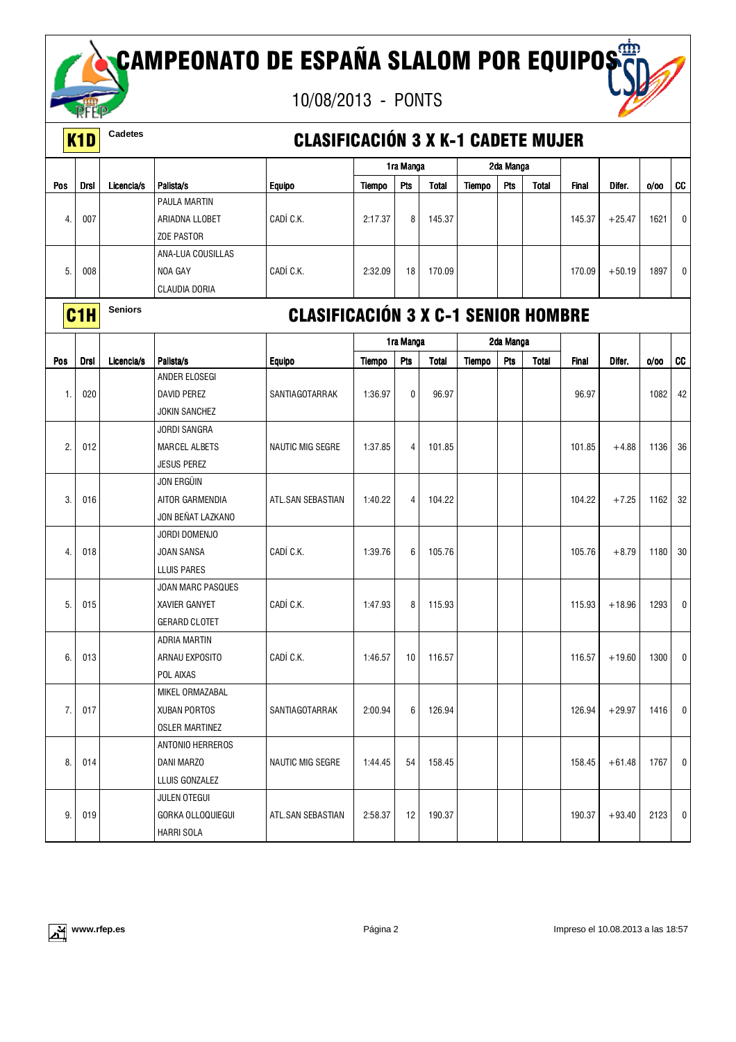# CAMPEONATO DE ESPAÑA SLALOM POR EQUIPOS

10/08/2013 - PONTS

**K1D** Cadetes

## CLASIFICACIÓN 3 X K-1 CADETE MUJER

| | | | | | 1ra Manga | | | 2da Manga | | | | | | |
|---|---|---|---|---|---|---|---|---|---|---|---|---|---|---|
| Pos | Drsl | Licencia/s | Palista/s | Equipo | Tiempo | Pts | Total | Tiempo | Pts | Total | Final | Difer. | o/oo | CC |
| 4. | 007 | | PAULA MARTIN<br>ARIADNA LLOBET<br>ZOE PASTOR | CADÍ C.K. | 2:17.37 | 8 | 145.37 | | | | 145.37 | +25.47 | 1621 | 0 |
| 5. | 008 | | ANA-LUA COUSILLAS<br>NOA GAY<br>CLAUDIA DORIA | CADÍ C.K. | 2:32.09 | 18 | 170.09 | | | | 170.09 | +50.19 | 1897 | 0 |

**C1H** Seniors

## CLASIFICACIÓN 3 X C-1 SENIOR HOMBRE

| | | | | | 1ra Manga | | | 2da Manga | | | | | | |
|---|---|---|---|---|---|---|---|---|---|---|---|---|---|---|
| Pos | Drsl | Licencia/s | Palista/s | Equipo | Tiempo | Pts | Total | Tiempo | Pts | Total | Final | Difer. | o/oo | CC |
| 1. | 020 | | ANDER ELOSEGI<br>DAVID PEREZ<br>JOKIN SANCHEZ | SANTIAGOTARRAK | 1:36.97 | 0 | 96.97 | | | | 96.97 | | 1082 | 42 |
| 2. | 012 | | JORDI SANGRA<br>MARCEL ALBETS<br>JESUS PEREZ | NAUTIC MIG SEGRE | 1:37.85 | 4 | 101.85 | | | | 101.85 | +4.88 | 1136 | 36 |
| 3. | 016 | | JON ERGÜIN<br>AITOR GARMENDIA<br>JON BEÑAT LAZKANO | ATL.SAN SEBASTIAN | 1:40.22 | 4 | 104.22 | | | | 104.22 | +7.25 | 1162 | 32 |
| 4. | 018 | | JORDI DOMENJO<br>JOAN SANSA<br>LLUIS PARES | CADÍ C.K. | 1:39.76 | 6 | 105.76 | | | | 105.76 | +8.79 | 1180 | 30 |
| 5. | 015 | | JOAN MARC PASQUES<br>XAVIER GANYET<br>GERARD CLOTET | CADÍ C.K. | 1:47.93 | 8 | 115.93 | | | | 115.93 | +18.96 | 1293 | 0 |
| 6. | 013 | | ADRIA MARTIN<br>ARNAU EXPOSITO<br>POL AIXAS | CADÍ C.K. | 1:46.57 | 10 | 116.57 | | | | 116.57 | +19.60 | 1300 | 0 |
| 7. | 017 | | MIKEL ORMAZABAL<br>XUBAN PORTOS<br>OSLER MARTINEZ | SANTIAGOTARRAK | 2:00.94 | 6 | 126.94 | | | | 126.94 | +29.97 | 1416 | 0 |
| 8. | 014 | | ANTONIO HERREROS<br>DANI MARZO<br>LLUIS GONZALEZ | NAUTIC MIG SEGRE | 1:44.45 | 54 | 158.45 | | | | 158.45 | +61.48 | 1767 | 0 |
| 9. | 019 | | JULEN OTEGUI<br>GORKA OLLOQUIEGUI<br>HARRI SOLA | ATL.SAN SEBASTIAN | 2:58.37 | 12 | 190.37 | | | | 190.37 | +93.40 | 2123 | 0 |

www.rfep.es

Impreso el 10.08.2013 a las 18:57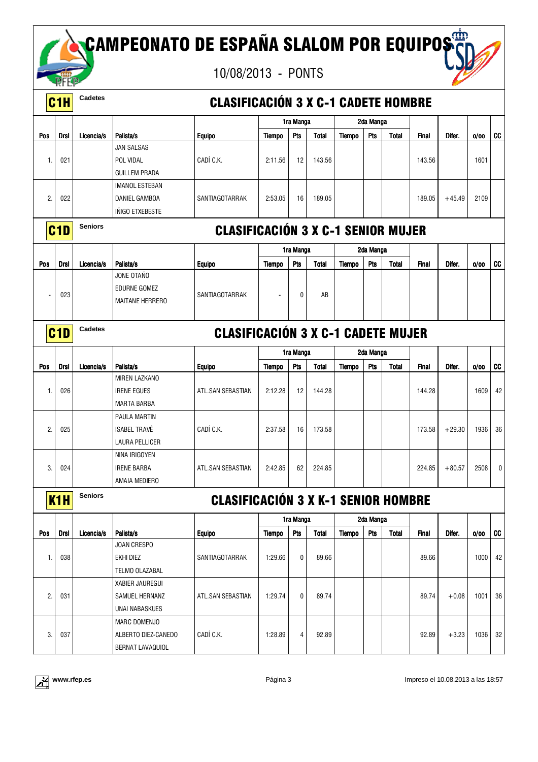# CAMPEONATO DE ESPAÑA SLALOM POR EQUIPOS

10/08/2013 - PONTS

## C1H Cadetes — CLASIFICACIÓN 3 X C-1 CADETE HOMBRE

| Pos | Drsl | Licencia/s | Palista/s | Equipo | 1ra Manga | | | 2da Manga | | | Final | Difer. | o/oo | CC |
|---|---|---|---|---|---|---|---|---|---|---|---|---|---|---|
| | | | | | Tiempo | Pts | Total | Tiempo | Pts | Total | | | | |
| 1. | 021 | | JAN SALSAS<br>POL VIDAL<br>GUILLEM PRADA | CADÍ C.K. | 2:11.56 | 12 | 143.56 | | | | 143.56 | | 1601 | |
| 2. | 022 | | IMANOL ESTEBAN<br>DANIEL GAMBOA<br>IÑIGO ETXEBESTE | SANTIAGOTARRAK | 2:53.05 | 16 | 189.05 | | | | 189.05 | +45.49 | 2109 | |

## C1D Seniors — CLASIFICACIÓN 3 X C-1 SENIOR MUJER

| Pos | Drsl | Licencia/s | Palista/s | Equipo | 1ra Manga | | | 2da Manga | | | Final | Difer. | o/oo | CC |
|---|---|---|---|---|---|---|---|---|---|---|---|---|---|---|
| | | | | | Tiempo | Pts | Total | Tiempo | Pts | Total | | | | |
| - | 023 | | JONE OTAÑO<br>EDURNE GOMEZ<br>MAITANE HERRERO | SANTIAGOTARRAK | - | 0 | AB | | | | | | | |

## C1D Cadetes — CLASIFICACIÓN 3 X C-1 CADETE MUJER

| Pos | Drsl | Licencia/s | Palista/s | Equipo | 1ra Manga | | | 2da Manga | | | Final | Difer. | o/oo | CC |
|---|---|---|---|---|---|---|---|---|---|---|---|---|---|---|
| | | | | | Tiempo | Pts | Total | Tiempo | Pts | Total | | | | |
| 1. | 026 | | MIREN LAZKANO<br>IRENE EGUES<br>MARTA BARBA | ATL.SAN SEBASTIAN | 2:12.28 | 12 | 144.28 | | | | 144.28 | | 1609 | 42 |
| 2. | 025 | | PAULA MARTIN<br>ISABEL TRAVÉ<br>LAURA PELLICER | CADÍ C.K. | 2:37.58 | 16 | 173.58 | | | | 173.58 | +29.30 | 1936 | 36 |
| 3. | 024 | | NINA IRIGOYEN<br>IRENE BARBA<br>AMAIA MEDIERO | ATL.SAN SEBASTIAN | 2:42.85 | 62 | 224.85 | | | | 224.85 | +80.57 | 2508 | 0 |

## K1H Seniors — CLASIFICACIÓN 3 X K-1 SENIOR HOMBRE

| Pos | Drsl | Licencia/s | Palista/s | Equipo | 1ra Manga | | | 2da Manga | | | Final | Difer. | o/oo | CC |
|---|---|---|---|---|---|---|---|---|---|---|---|---|---|---|
| | | | | | Tiempo | Pts | Total | Tiempo | Pts | Total | | | | |
| 1. | 038 | | JOAN CRESPO<br>EKHI DIEZ<br>TELMO OLAZABAL | SANTIAGOTARRAK | 1:29.66 | 0 | 89.66 | | | | 89.66 | | 1000 | 42 |
| 2. | 031 | | XABIER JAUREGUI<br>SAMUEL HERNANZ<br>UNAI NABASKUES | ATL.SAN SEBASTIAN | 1:29.74 | 0 | 89.74 | | | | 89.74 | +0.08 | 1001 | 36 |
| 3. | 037 | | MARC DOMENJO<br>ALBERTO DIEZ-CANEDO<br>BERNAT LAVAQUIOL | CADÍ C.K. | 1:28.89 | 4 | 92.89 | | | | 92.89 | +3.23 | 1036 | 32 |

www.rfep.es — Impreso el 10.08.2013 a las 18:57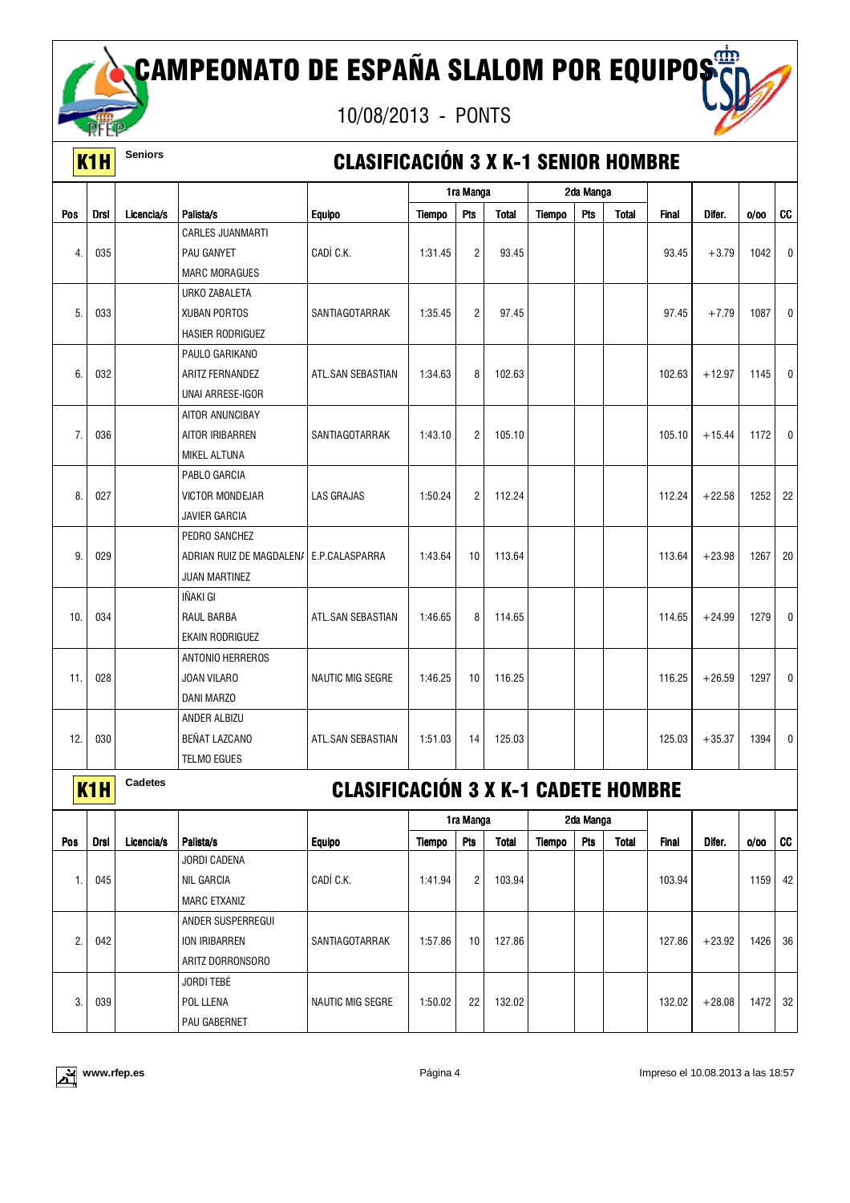# CAMPEONATO DE ESPAÑA SLALOM POR EQUIPOS

10/08/2013 - PONTS

**K1H** Seniors

## CLASIFICACIÓN 3 X K-1 SENIOR HOMBRE

| Pos | Drsl | Licencia/s | Palista/s | Equipo | 1ra Manga Tiempo | 1ra Manga Pts | 1ra Manga Total | 2da Manga Tiempo | 2da Manga Pts | 2da Manga Total | Final | Difer. | o/oo | CC |
|---|---|---|---|---|---|---|---|---|---|---|---|---|---|---|
| 4. | 035 | | CARLES JUANMARTI<br>PAU GANYET<br>MARC MORAGUES | CADÍ C.K. | 1:31.45 | 2 | 93.45 | | | | 93.45 | +3.79 | 1042 | 0 |
| 5. | 033 | | URKO ZABALETA<br>XUBAN PORTOS<br>HASIER RODRIGUEZ | SANTIAGOTARRAK | 1:35.45 | 2 | 97.45 | | | | 97.45 | +7.79 | 1087 | 0 |
| 6. | 032 | | PAULO GARIKANO<br>ARITZ FERNANDEZ<br>UNAI ARRESE-IGOR | ATL.SAN SEBASTIAN | 1:34.63 | 8 | 102.63 | | | | 102.63 | +12.97 | 1145 | 0 |
| 7. | 036 | | AITOR ANUNCIBAY<br>AITOR IRIBARREN<br>MIKEL ALTUNA | SANTIAGOTARRAK | 1:43.10 | 2 | 105.10 | | | | 105.10 | +15.44 | 1172 | 0 |
| 8. | 027 | | PABLO GARCIA<br>VICTOR MONDEJAR<br>JAVIER GARCIA | LAS GRAJAS | 1:50.24 | 2 | 112.24 | | | | 112.24 | +22.58 | 1252 | 22 |
| 9. | 029 | | PEDRO SANCHEZ<br>ADRIAN RUIZ DE MAGDALENA<br>JUAN MARTINEZ | E.P.CALASPARRA | 1:43.64 | 10 | 113.64 | | | | 113.64 | +23.98 | 1267 | 20 |
| 10. | 034 | | IÑAKI GI<br>RAUL BARBA<br>EKAIN RODRIGUEZ | ATL.SAN SEBASTIAN | 1:46.65 | 8 | 114.65 | | | | 114.65 | +24.99 | 1279 | 0 |
| 11. | 028 | | ANTONIO HERREROS<br>JOAN VILARO<br>DANI MARZO | NAUTIC MIG SEGRE | 1:46.25 | 10 | 116.25 | | | | 116.25 | +26.59 | 1297 | 0 |
| 12. | 030 | | ANDER ALBIZU<br>BEÑAT LAZCANO<br>TELMO EGUES | ATL.SAN SEBASTIAN | 1:51.03 | 14 | 125.03 | | | | 125.03 | +35.37 | 1394 | 0 |

**K1H** Cadetes

## CLASIFICACIÓN 3 X K-1 CADETE HOMBRE

| Pos | Drsl | Licencia/s | Palista/s | Equipo | 1ra Manga Tiempo | 1ra Manga Pts | 1ra Manga Total | 2da Manga Tiempo | 2da Manga Pts | 2da Manga Total | Final | Difer. | o/oo | CC |
|---|---|---|---|---|---|---|---|---|---|---|---|---|---|---|
| 1. | 045 | | JORDI CADENA<br>NIL GARCIA<br>MARC ETXANIZ | CADÍ C.K. | 1:41.94 | 2 | 103.94 | | | | 103.94 | | 1159 | 42 |
| 2. | 042 | | ANDER SUSPERREGUI<br>ION IRIBARREN<br>ARITZ DORRONSORO | SANTIAGOTARRAK | 1:57.86 | 10 | 127.86 | | | | 127.86 | +23.92 | 1426 | 36 |
| 3. | 039 | | JORDI TEBÉ<br>POL LLENA<br>PAU GABERNET | NAUTIC MIG SEGRE | 1:50.02 | 22 | 132.02 | | | | 132.02 | +28.08 | 1472 | 32 |

www.rfep.es — Impreso el 10.08.2013 a las 18:57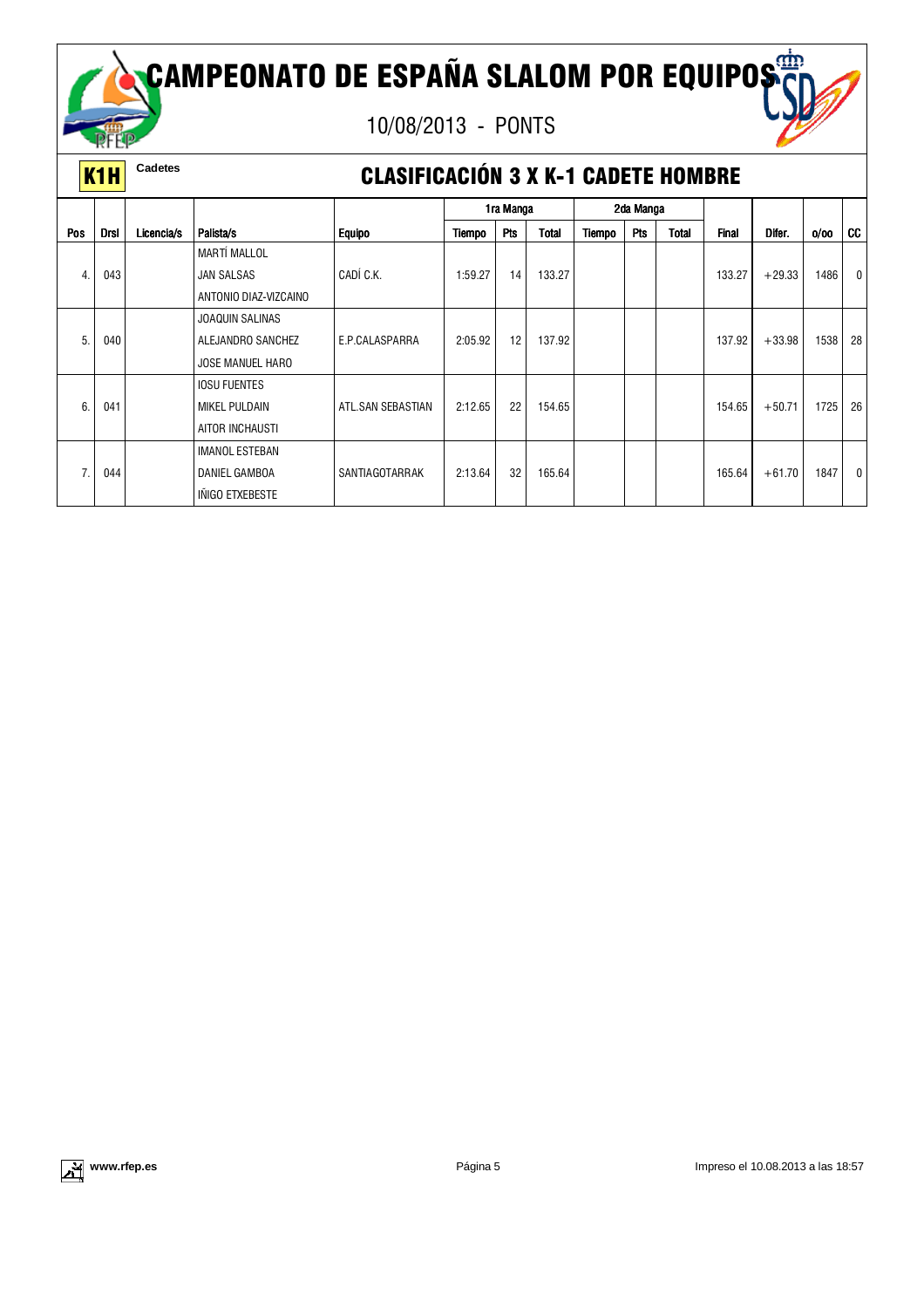# CAMPEONATO DE ESPAÑA SLALOM POR EQUIPOS

10/08/2013 - PONTS

**K1H** Cadetes

## CLASIFICACIÓN 3 X K-1 CADETE HOMBRE

| | | | | | 1ra Manga | | | 2da Manga | | | | | | |
|---|---|---|---|---|---|---|---|---|---|---|---|---|---|---|
| Pos | Drsl | Licencia/s | Palista/s | Equipo | Tiempo | Pts | Total | Tiempo | Pts | Total | Final | Difer. | o/oo | CC |
| 4. | 043 | | MARTÍ MALLOL<br>JAN SALSAS<br>ANTONIO DIAZ-VIZCAINO | CADÍ C.K. | 1:59.27 | 14 | 133.27 | | | | 133.27 | +29.33 | 1486 | 0 |
| 5. | 040 | | JOAQUIN SALINAS<br>ALEJANDRO SANCHEZ<br>JOSE MANUEL HARO | E.P.CALASPARRA | 2:05.92 | 12 | 137.92 | | | | 137.92 | +33.98 | 1538 | 28 |
| 6. | 041 | | IOSU FUENTES<br>MIKEL PULDAIN<br>AITOR INCHAUSTI | ATL.SAN SEBASTIAN | 2:12.65 | 22 | 154.65 | | | | 154.65 | +50.71 | 1725 | 26 |
| 7. | 044 | | IMANOL ESTEBAN<br>DANIEL GAMBOA<br>IÑIGO ETXEBESTE | SANTIAGOTARRAK | 2:13.64 | 32 | 165.64 | | | | 165.64 | +61.70 | 1847 | 0 |

www.rfep.es

Impreso el 10.08.2013 a las 18:57